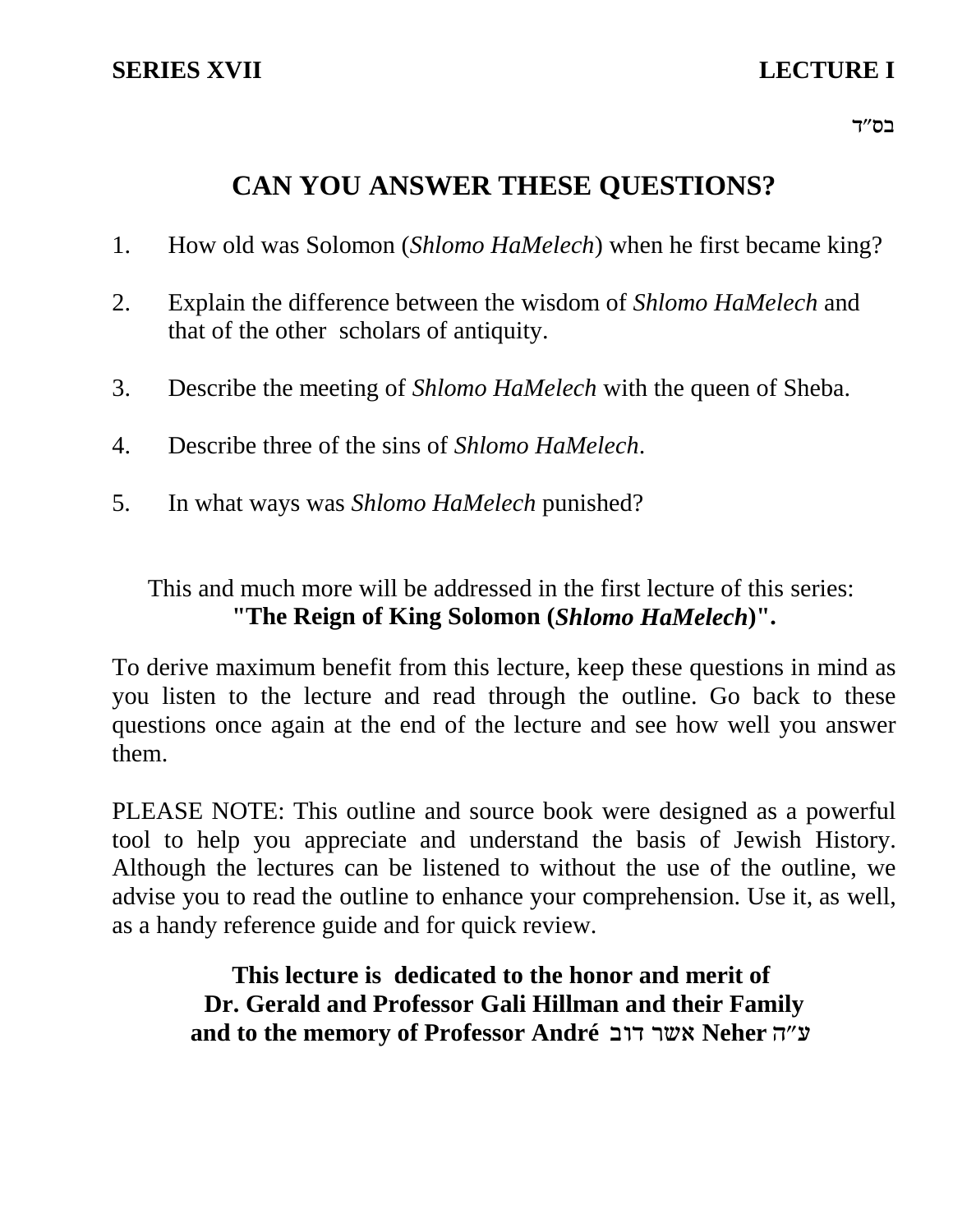**SERIES XVII** **LECTURE I**

בס"ד

# CAN YOU ANSWER THESE QUESTIONS?

1. How old was Solomon (*Shlomo HaMelech*) when he first became king?
2. Explain the difference between the wisdom of *Shlomo HaMelech* and that of the other scholars of antiquity.
3. Describe the meeting of *Shlomo HaMelech* with the queen of Sheba.
4. Describe three of the sins of *Shlomo HaMelech*.
5. In what ways was *Shlomo HaMelech* punished?

This and much more will be addressed in the first lecture of this series:
**"The Reign of King Solomon (*Shlomo HaMelech*)".**

To derive maximum benefit from this lecture, keep these questions in mind as you listen to the lecture and read through the outline. Go back to these questions once again at the end of the lecture and see how well you answer them.

PLEASE NOTE: This outline and source book were designed as a powerful tool to help you appreciate and understand the basis of Jewish History. Although the lectures can be listened to without the use of the outline, we advise you to read the outline to enhance your comprehension. Use it, as well, as a handy reference guide and for quick review.

**This lecture is dedicated to the honor and merit of**
**Dr. Gerald and Professor Gali Hillman and their Family**
**and to the memory of Professor André אשר דוב Neher ע"ה**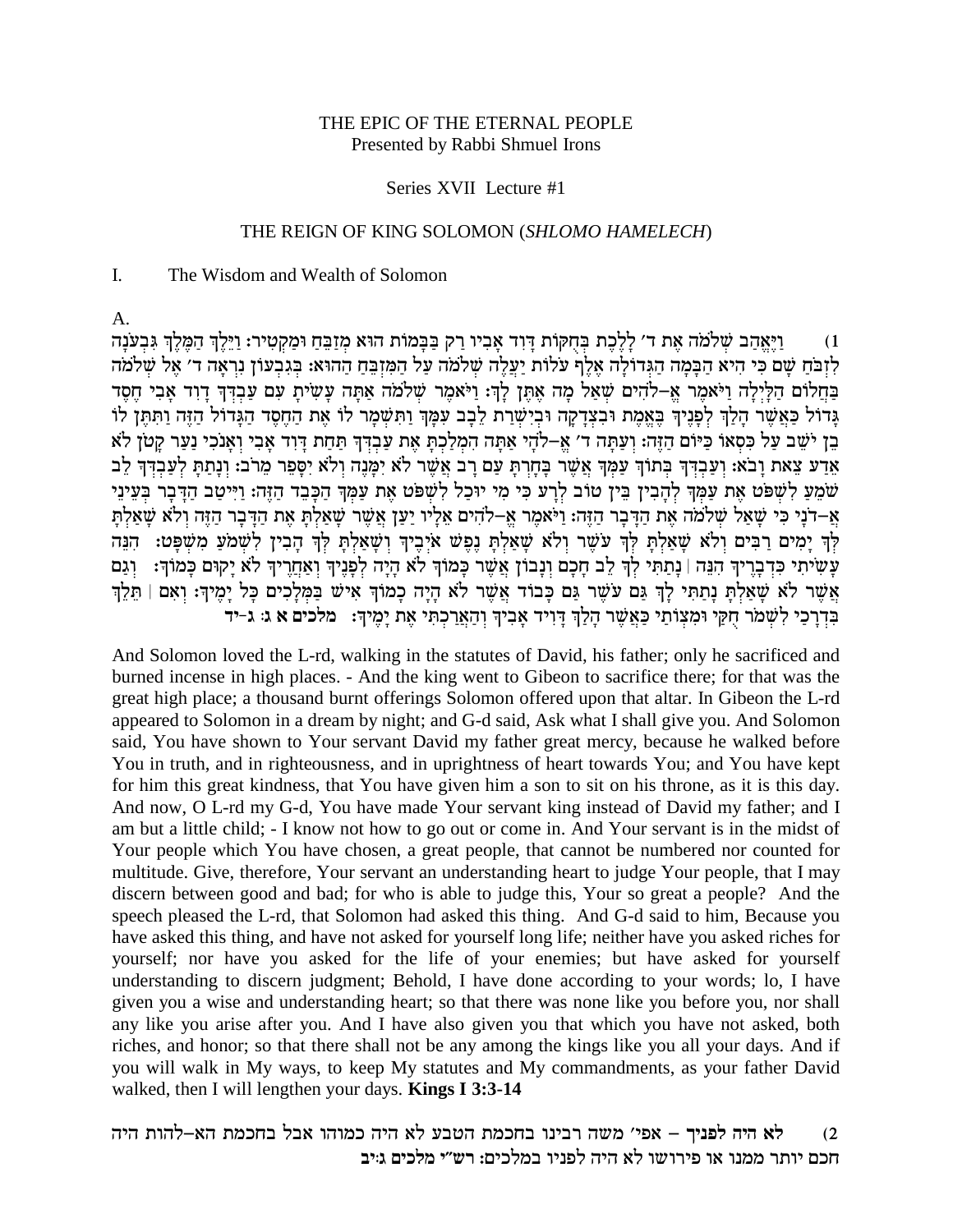THE EPIC OF THE ETERNAL PEOPLE
Presented by Rabbi Shmuel Irons

Series XVII Lecture #1

THE REIGN OF KING SOLOMON (*SHLOMO HAMELECH*)

I. The Wisdom and Wealth of Solomon

A.

1) וַיֶּאֱהַב שְׁלֹמֹה אֶת ד׳ לָלֶכֶת בְּחֻקּוֹת דָּוִד אָבִיו רַק בַּבָּמוֹת הוּא מְזַבֵּחַ וּמַקְטִיר: וַיֵּלֶךְ הַמֶּלֶךְ גִּבְעֹנָה לִזְבֹּחַ שָׁם כִּי הִיא הַבָּמָה הַגְּדוֹלָה אֶלֶף עֹלוֹת יַעֲלֶה שְׁלֹמֹה עַל הַמִּזְבֵּחַ הַהוּא: בְּגִבְעוֹן נִרְאָה ד׳ אֶל שְׁלֹמֹה בַּחֲלוֹם הַלָּיְלָה וַיֹּאמֶר אֱ–לֹהִים שְׁאַל מָה אֶתֶּן לָךְ: וַיֹּאמֶר שְׁלֹמֹה אַתָּה עָשִׂיתָ עִם עַבְדְּךָ דָוִד אָבִי חֶסֶד גָּדוֹל כַּאֲשֶׁר הָלַךְ לְפָנֶיךָ בֶּאֱמֶת וּבִצְדָקָה וּבְיִשְׁרַת לֵבָב עִמָּךְ וַתִּשְׁמָר לוֹ אֶת הַחֶסֶד הַגָּדוֹל הַזֶּה וַתִּתֶּן לוֹ בֵן יֹשֵׁב עַל כִּסְאוֹ כַּיּוֹם הַזֶּה: וְעַתָּה ד׳ אֱ–לֹהָי אַתָּה הִמְלַכְתָּ אֶת עַבְדְּךָ תַּחַת דָּוִד אָבִי וְאָנֹכִי נַעַר קָטֹן לֹא אֵדַע צֵאת וָבֹא: וְעַבְדְּךָ בְּתוֹךְ עַמְּךָ אֲשֶׁר בָּחָרְתָּ עַם רָב אֲשֶׁר לֹא יִמָּנֶה וְלֹא יִסָּפֵר מֵרֹב: וְנָתַתָּ לְעַבְדְּךָ לֵב שֹׁמֵעַ לִשְׁפֹּט אֶת עַמְּךָ לְהָבִין בֵּין טוֹב לְרָע כִּי מִי יוּכַל לִשְׁפֹּט אֶת עַמְּךָ הַכָּבֵד הַזֶּה: וַיִּיטַב הַדָּבָר בְּעֵינֵי אֲ–דֹנָי כִּי שָׁאַל שְׁלֹמֹה אֶת הַדָּבָר הַזֶּה: וַיֹּאמֶר אֱ–לֹהִים אֵלָיו יַעַן אֲשֶׁר שָׁאַלְתָּ אֶת הַדָּבָר הַזֶּה וְלֹא שָׁאַלְתָּ לְּךָ יָמִים רַבִּים וְלֹא שָׁאַלְתָּ לְּךָ עֹשֶׁר וְלֹא שָׁאַלְתָּ נֶפֶשׁ אֹיְבֶיךָ וְשָׁאַלְתָּ לְּךָ הָבִין לִשְׁמֹעַ מִשְׁפָּט: הִנֵּה עָשִׂיתִי כִּדְבָרֶיךָ הִנֵּה | נָתַתִּי לְךָ לֵב חָכָם וְנָבוֹן אֲשֶׁר כָּמוֹךָ לֹא הָיָה לְפָנֶיךָ וְאַחֲרֶיךָ לֹא יָקוּם כָּמוֹךָ: וְגַם אֲשֶׁר לֹא שָׁאַלְתָּ נָתַתִּי לָךְ גַּם עֹשֶׁר גַּם כָּבוֹד אֲשֶׁר לֹא הָיָה כָמוֹךָ אִישׁ בַּמְּלָכִים כָּל יָמֶיךָ: וְאִם | תֵּלֵךְ בִּדְרָכַי לִשְׁמֹר חֻקַּי וּמִצְוֹתַי כַּאֲשֶׁר הָלַךְ דָּוִיד אָבִיךָ וְהַאֲרַכְתִּי אֶת יָמֶיךָ: **מלכים א ג: ג-יד**

And Solomon loved the L-rd, walking in the statutes of David, his father; only he sacrificed and burned incense in high places. - And the king went to Gibeon to sacrifice there; for that was the great high place; a thousand burnt offerings Solomon offered upon that altar. In Gibeon the L-rd appeared to Solomon in a dream by night; and G-d said, Ask what I shall give you. And Solomon said, You have shown to Your servant David my father great mercy, because he walked before You in truth, and in righteousness, and in uprightness of heart towards You; and You have kept for him this great kindness, that You have given him a son to sit on his throne, as it is this day. And now, O L-rd my G-d, You have made Your servant king instead of David my father; and I am but a little child; - I know not how to go out or come in. And Your servant is in the midst of Your people which You have chosen, a great people, that cannot be numbered nor counted for multitude. Give, therefore, Your servant an understanding heart to judge Your people, that I may discern between good and bad; for who is able to judge this, Your so great a people? And the speech pleased the L-rd, that Solomon had asked this thing. And G-d said to him, Because you have asked this thing, and have not asked for yourself long life; neither have you asked riches for yourself; nor have you asked for the life of your enemies; but have asked for yourself understanding to discern judgment; Behold, I have done according to your words; lo, I have given you a wise and understanding heart; so that there was none like you before you, nor shall any like you arise after you. And I have also given you that which you have not asked, both riches, and honor; so that there shall not be any among the kings like you all your days. And if you will walk in My ways, to keep My statutes and My commandments, as your father David walked, then I will lengthen your days. **Kings I 3:3-14**

2) **לא היה לפניך** – אפי׳ משה רבינו בחכמת הטבע לא היה כמוהו אבל בחכמת הא–להות היה חכם יותר ממנו או פירושו לא היה לפניו במלכים: **רש״י מלכים ג:יב**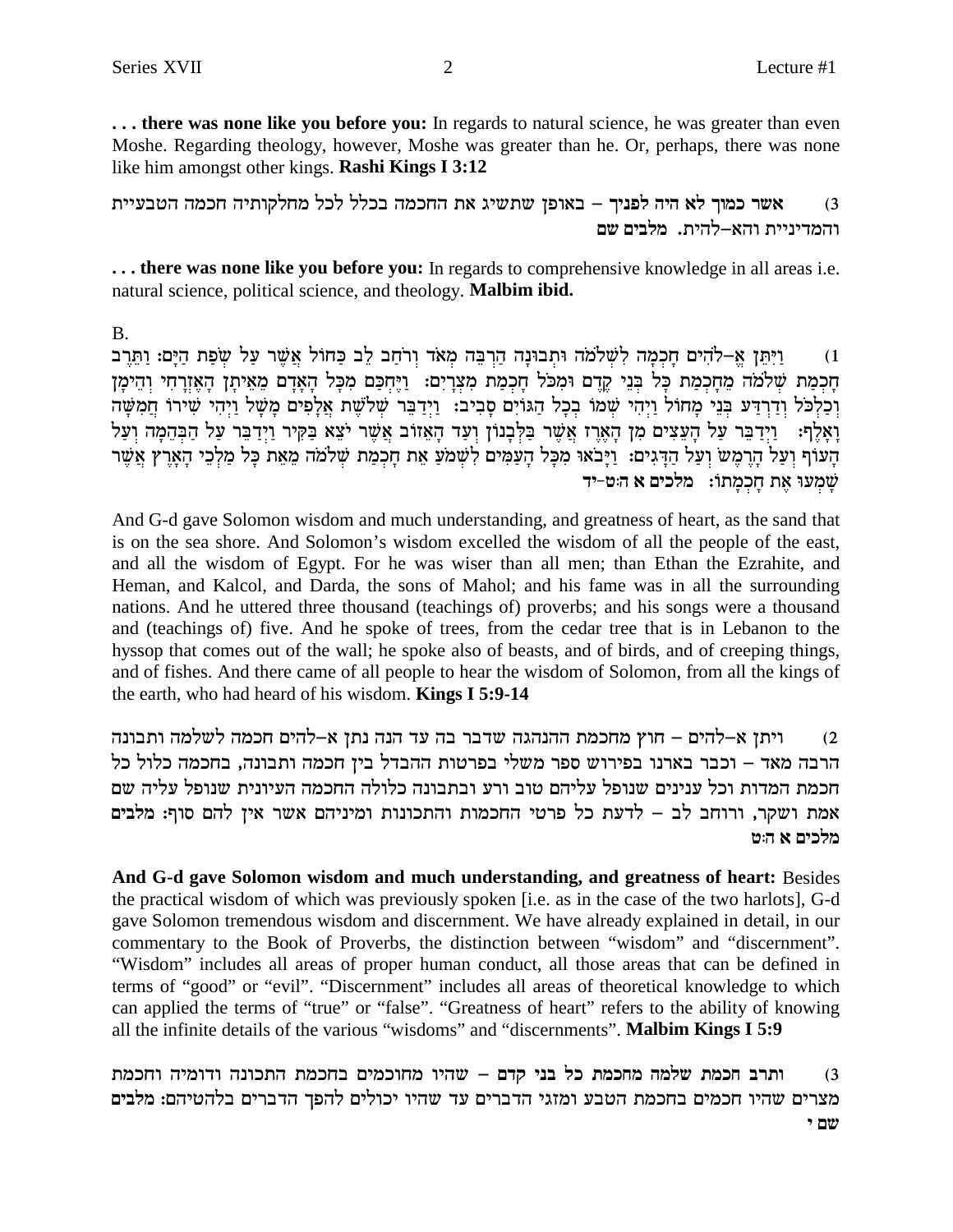**. . . there was none like you before you:** In regards to natural science, he was greater than even Moshe. Regarding theology, however, Moshe was greater than he. Or, perhaps, there was none like him amongst other kings. **Rashi Kings I 3:12**

3) **אשר כמוך לא היה לפניך** – באופן שתשיג את החכמה בכלל לכל מחלקותיה חכמה הטבעיית והמדיניית והא–להית. **מלבים שם**

**. . . there was none like you before you:** In regards to comprehensive knowledge in all areas i.e. natural science, political science, and theology. **Malbim ibid.**

B.

1) וַיִּתֵּן אֱ–לֹהִים חָכְמָה לִשְׁלֹמֹה וּתְבוּנָה הַרְבֵּה מְאֹד וְרֹחַב לֵב כַּחוֹל אֲשֶׁר עַל שְׂפַת הַיָּם: וַתֵּרֶב חָכְמַת שְׁלֹמֹה מֵחָכְמַת כָּל בְּנֵי קֶדֶם וּמִכֹּל חָכְמַת מִצְרָיִם: וַיֶּחְכַּם מִכָּל הָאָדָם מֵאֵיתָן הָאֶזְרָחִי וְהֵימָן וְכַלְכֹּל וְדַרְדַּע בְּנֵי מָחוֹל וַיְהִי שְׁמוֹ בְכָל הַגּוֹיִם סָבִיב: וַיְדַבֵּר שְׁלֹשֶׁת אֲלָפִים מָשָׁל וַיְהִי שִׁירוֹ חֲמִשָּׁה וָאָלֶף: וַיְדַבֵּר עַל הָעֵצִים מִן הָאֶרֶז אֲשֶׁר בַּלְּבָנוֹן וְעַד הָאֵזוֹב אֲשֶׁר יֹצֵא בַּקִּיר וַיְדַבֵּר עַל הַבְּהֵמָה וְעַל הָעוֹף וְעַל הָרֶמֶשׂ וְעַל הַדָּגִים: וַיָּבֹאוּ מִכָּל הָעַמִּים לִשְׁמֹעַ אֵת חָכְמַת שְׁלֹמֹה מֵאֵת כָּל מַלְכֵי הָאָרֶץ אֲשֶׁר שָׁמְעוּ אֶת חָכְמָתוֹ: **מלכים א ה:ט-יד**

And G-d gave Solomon wisdom and much understanding, and greatness of heart, as the sand that is on the sea shore. And Solomon's wisdom excelled the wisdom of all the people of the east, and all the wisdom of Egypt. For he was wiser than all men; than Ethan the Ezrahite, and Heman, and Kalcol, and Darda, the sons of Mahol; and his fame was in all the surrounding nations. And he uttered three thousand (teachings of) proverbs; and his songs were a thousand and (teachings of) five. And he spoke of trees, from the cedar tree that is in Lebanon to the hyssop that comes out of the wall; he spoke also of beasts, and of birds, and of creeping things, and of fishes. And there came of all people to hear the wisdom of Solomon, from all the kings of the earth, who had heard of his wisdom. **Kings I 5:9-14**

2) **ויתן א–להים** – חוץ מחכמת ההנהגה שדבר בה עד הנה נתן א–להים חכמה לשלמה ותבונה הרבה מאד – וכבר בארנו בפירוש ספר משלי בפרטות ההבדל בין חכמה ותבונה, בחכמה כלול כל חכמת המדות וכל ענינים שנופל עליהם טוב ורע ובתבונה כלולה החכמה העיונית שנופל עליה שם אמת ושקר, ורוחב לב – לדעת כל פרטי החכמות והתכונות ומיניהם אשר אין להם סוף: **מלבים מלכים א ה:ט**

**And G-d gave Solomon wisdom and much understanding, and greatness of heart:** Besides the practical wisdom of which was previously spoken [i.e. as in the case of the two harlots], G-d gave Solomon tremendous wisdom and discernment. We have already explained in detail, in our commentary to the Book of Proverbs, the distinction between "wisdom" and "discernment". "Wisdom" includes all areas of proper human conduct, all those areas that can be defined in terms of "good" or "evil". "Discernment" includes all areas of theoretical knowledge to which can applied the terms of "true" or "false". "Greatness of heart" refers to the ability of knowing all the infinite details of the various "wisdoms" and "discernments". **Malbim Kings I 5:9**

3) **ותרב חכמת שלמה מחכמת כל בני קדם** – שהיו מחוכמים בחכמת התכונה ודומיה וחכמת מצרים שהיו חכמים בחכמת הטבע ומזגי הדברים עד שהיו יכולים להפך הדברים בלהטיהם: **מלבים שם י**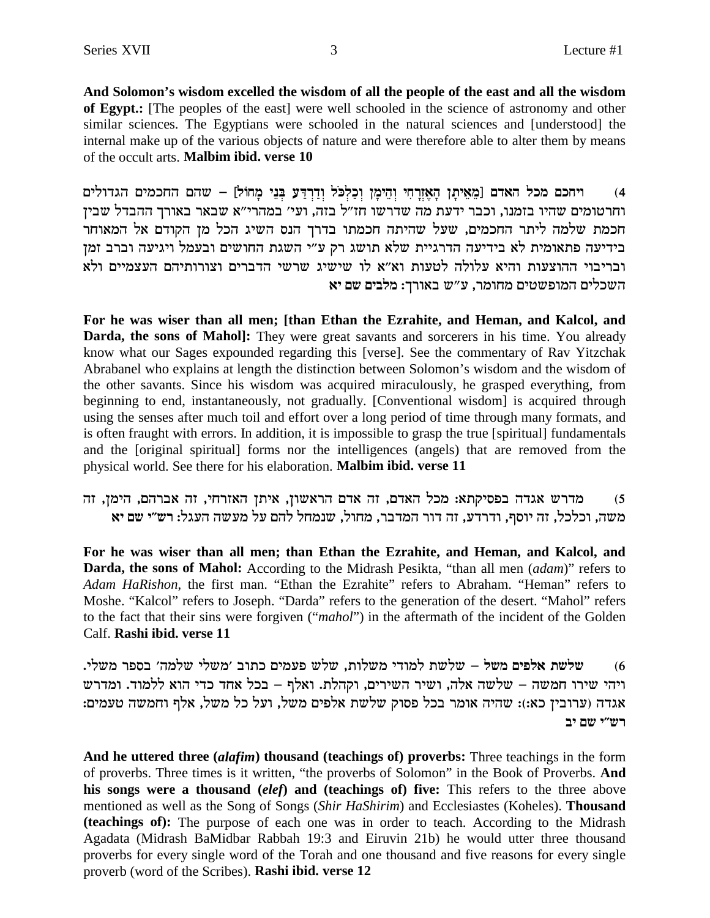**And Solomon's wisdom excelled the wisdom of all the people of the east and all the wisdom of Egypt.:** [The peoples of the east] were well schooled in the science of astronomy and other similar sciences. The Egyptians were schooled in the natural sciences and [understood] the internal make up of the various objects of nature and were therefore able to alter them by means of the occult arts. **Malbim ibid. verse 10**

4) **ויחכם מכל האדם** [מֵאֵיתָן הָאֶזְרָחִי וְהֵימָן וְכַלְכֹּל וְדַרְדַּע בְּנֵי מָחוֹל] – שהם החכמים הגדולים וחרטומים שהיו בזמנו, וכבר ידעת מה שדרשו חז"ל בזה, ועי' במהרי"א שבאר באורך ההבדל שבין חכמת שלמה ליתר החכמים, שעל שהיתה חכמתו בדרך הנס השיג הכל מן הקודם אל המאוחר בידיעה פתאומית לא בידיעה הדרגיית שלא תושג רק ע"י השגת החושים ובעמל ויגיעה וברב זמן וריבוי ההוצעות והיא עלולה לטעות וא"א לו שישיג שרשי הדברים וצורותיהם העצמיים ולא השכלים המופשטים מחומר, ע"ש באורך: **מלבים שם יא**

**For he was wiser than all men; [than Ethan the Ezrahite, and Heman, and Kalcol, and Darda, the sons of Mahol]:** They were great savants and sorcerers in his time. You already know what our Sages expounded regarding this [verse]. See the commentary of Rav Yitzchak Abrabanel who explains at length the distinction between Solomon's wisdom and the wisdom of the other savants. Since his wisdom was acquired miraculously, he grasped everything, from beginning to end, instantaneously, not gradually. [Conventional wisdom] is acquired through using the senses after much toil and effort over a long period of time through many formats, and is often fraught with errors. In addition, it is impossible to grasp the true [spiritual] fundamentals and the [original spiritual] forms nor the intelligences (angels) that are removed from the physical world. See there for his elaboration. **Malbim ibid. verse 11**

5) מדרש אגדה בפסיקתא: מכל האדם, זה אדם הראשון, איתן האזרחי, זה אברהם, הימן, זה משה, וכלכל, זה יוסף, ודרדע, זה דור המדבר, מחול, שנמחל להם על מעשה העגל: **רש"י שם יא**

**For he was wiser than all men; than Ethan the Ezrahite, and Heman, and Kalcol, and Darda, the sons of Mahol:** According to the Midrash Pesikta, "than all men (*adam*)" refers to *Adam HaRishon*, the first man. "Ethan the Ezrahite" refers to Abraham. "Heman" refers to Moshe. "Kalcol" refers to Joseph. "Darda" refers to the generation of the desert. "Mahol" refers to the fact that their sins were forgiven ("*mahol*") in the aftermath of the incident of the Golden Calf. **Rashi ibid. verse 11**

6) **שלשת אלפים משל** – שלשת למודי משלות, שלש פעמים כתוב 'משלי שלמה' בספר משלי. ויהי שירו חמשה – שלשה אלה, ושיר השירים, וקהלת. ואלף – בכל אחד כדי הוא ללמוד. ומדרש אגדה (ערובין כא:): שהיה אומר בכל פסוק שלשת אלפים משל, ועל כל משל, אלף וחמשה טעמים: **רש"י שם יב**

**And he uttered three (*alafim*) thousand (teachings of) proverbs:** Three teachings in the form of proverbs. Three times is it written, "the proverbs of Solomon" in the Book of Proverbs. **And his songs were a thousand (*elef*) and (teachings of) five:** This refers to the three above mentioned as well as the Song of Songs (*Shir HaShirim*) and Ecclesiastes (Koheles). **Thousand (teachings of):** The purpose of each one was in order to teach. According to the Midrash Agadata (Midrash BaMidbar Rabbah 19:3 and Eiruvin 21b) he would utter three thousand proverbs for every single word of the Torah and one thousand and five reasons for every single proverb (word of the Scribes). **Rashi ibid. verse 12**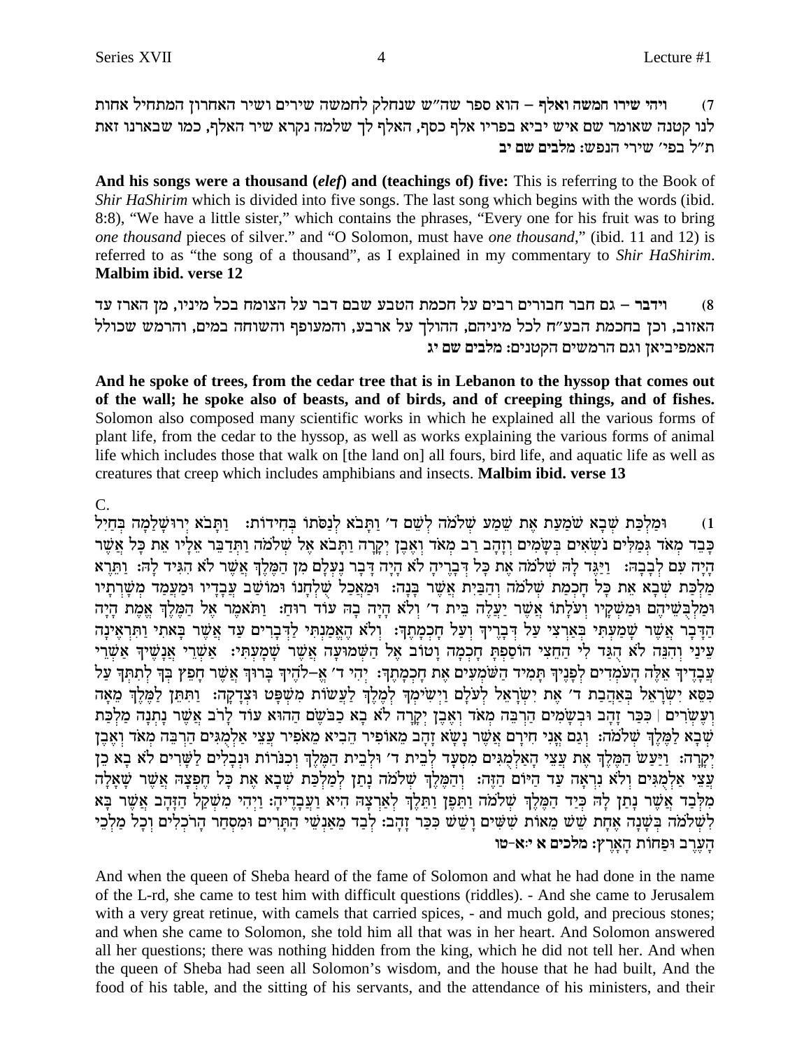7) **ויהי שירו חמשה ואלף** – הוא ספר שה"ש שנחלק לחמשה שירים ושיר האחרון המתחיל אחות לנו קטנה שאומר שם איש יביא בפריו אלף כסף, האלף לך שלמה נקרא שיר האלף, כמו שבארנו זאת ת"ל בפי' שירי הנפש: **מלבים שם יב**

**And his songs were a thousand (*elef*) and (teachings of) five:** This is referring to the Book of *Shir HaShirim* which is divided into five songs. The last song which begins with the words (ibid. 8:8), "We have a little sister," which contains the phrases, "Every one for his fruit was to bring *one thousand* pieces of silver." and "O Solomon, must have *one thousand*," (ibid. 11 and 12) is referred to as "the song of a thousand", as I explained in my commentary to *Shir HaShirim*. **Malbim ibid. verse 12**

8) **וידבר** – גם חבר חבורים רבים על חכמת הטבע שבם דבר על הצומח בכל מיניו, מן הארז עד האזוב, וכן בחכמת הבע"ח לכל מיניהם, ההולך על ארבע, והמעופף והשוחה במים, והרמש שכולל האמפיביאן וגם הרמשים הקטנים: **מלבים שם יג**

**And he spoke of trees, from the cedar tree that is in Lebanon to the hyssop that comes out of the wall; he spoke also of beasts, and of birds, and of creeping things, and of fishes.** Solomon also composed many scientific works in which he explained all the various forms of plant life, from the cedar to the hyssop, as well as works explaining the various forms of animal life which includes those that walk on [the land on] all fours, bird life, and aquatic life as well as creatures that creep which includes amphibians and insects. **Malbim ibid. verse 13**

C.

1) וּמַלְכַּת שְׁבָא שֹׁמַעַת אֶת שֵׁמַע שְׁלֹמֹה לְשֵׁם ד' וַתָּבֹא לְנַסֹּתוֹ בְּחִידוֹת: וַתָּבֹא יְרוּשָׁלַמָה בְּחַיִל כָּבֵד מְאֹד גְּמַלִּים נֹשְׂאִים בְּשָׂמִים וְזָהָב רַב מְאֹד וְאֶבֶן יְקָרָה וַתָּבֹא אֶל שְׁלֹמֹה וַתְּדַבֵּר אֵלָיו אֵת כָּל אֲשֶׁר הָיָה עִם לְבָבָהּ: וַיַּגֶּד לָהּ שְׁלֹמֹה אֶת כָּל דְּבָרֶיהָ לֹא הָיָה דָּבָר נֶעְלָם מִן הַמֶּלֶךְ אֲשֶׁר לֹא הִגִּיד לָהּ: וַתֵּרֶא מַלְכַּת שְׁבָא אֵת כָּל חָכְמַת שְׁלֹמֹה וְהַבַּיִת אֲשֶׁר בָּנָה: וּמַאֲכַל שֻׁלְחָנוֹ וּמוֹשַׁב עֲבָדָיו וּמַעֲמַד מְשָׁרְתָיו וּמַלְבֻּשֵׁיהֶם וּמַשְׁקָיו וְעֹלָתוֹ אֲשֶׁר יַעֲלֶה בֵּית ד' וְלֹא הָיָה בָהּ עוֹד רוּחַ: וַתֹּאמֶר אֶל הַמֶּלֶךְ אֱמֶת הָיָה הַדָּבָר אֲשֶׁר שָׁמַעְתִּי בְּאַרְצִי עַל דְּבָרֶיךָ וְעַל חָכְמָתֶךָ: וְלֹא הֶאֱמַנְתִּי לַדְּבָרִים עַד אֲשֶׁר בָּאתִי וַתִּרְאֶינָה עֵינַי וְהִנֵּה לֹא הֻגַּד לִי הַחֵצִי הוֹסַפְתָּ חָכְמָה וָטוֹב אֶל הַשְּׁמוּעָה אֲשֶׁר שָׁמָעְתִּי: אַשְׁרֵי אֲנָשֶׁיךָ אַשְׁרֵי עֲבָדֶיךָ אֵלֶּה הָעֹמְדִים לְפָנֶיךָ תָּמִיד הַשֹּׁמְעִים אֶת חָכְמָתֶךָ: יְהִי ד' אֱ-לֹהֶיךָ בָּרוּךְ אֲשֶׁר חָפֵץ בְּךָ לְתִתְּךָ עַל כִּסֵּא יִשְׂרָאֵל בְּאַהֲבַת ד' אֶת יִשְׂרָאֵל לְעֹלָם וַיְשִׂימְךָ לְמֶלֶךְ לַעֲשׂוֹת מִשְׁפָּט וּצְדָקָה: וַתִּתֵּן לַמֶּלֶךְ מֵאָה וְעֶשְׂרִים | כִּכַּר זָהָב וּבְשָׂמִים הַרְבֵּה מְאֹד וְאֶבֶן יְקָרָה לֹא בָא כַבֹּשֶׂם הַהוּא עוֹד לָרֹב אֲשֶׁר נָתְנָה מַלְכַּת שְׁבָא לַמֶּלֶךְ שְׁלֹמֹה: וְגַם אֳנִי חִירָם אֲשֶׁר נָשָׂא זָהָב מֵאוֹפִיר הֵבִיא מֵאֹפִיר עֲצֵי אַלְמֻגִּים הַרְבֵּה מְאֹד וְאֶבֶן יְקָרָה: וַיַּעַשׂ הַמֶּלֶךְ אֶת עֲצֵי הָאַלְמֻגִּים מִסְעָד לְבֵית ד' וּלְבֵית הַמֶּלֶךְ וְכִנֹּרוֹת וּנְבָלִים לַשָּׁרִים לֹא בָא כֵן עֲצֵי אַלְמֻגִּים וְלֹא נִרְאָה עַד הַיּוֹם הַזֶּה: וְהַמֶּלֶךְ שְׁלֹמֹה נָתַן לְמַלְכַּת שְׁבָא אֶת כָּל חֶפְצָהּ אֲשֶׁר שָׁאָלָה מִלְּבַד אֲשֶׁר נָתַן לָהּ כְּיַד הַמֶּלֶךְ שְׁלֹמֹה וַתֵּפֶן וַתֵּלֶךְ לְאַרְצָהּ הִיא וַעֲבָדֶיהָ: וַיְהִי מִשְׁקַל הַזָּהָב אֲשֶׁר בָּא לִשְׁלֹמֹה בְּשָׁנָה אֶחָת שֵׁשׁ מֵאוֹת שִׁשִּׁים וָשֵׁשׁ כִּכַּר זָהָב: לְבַד מֵאַנְשֵׁי הַתָּרִים וּמִסְחַר הָרֹכְלִים וְכָל מַלְכֵי הָעֶרֶב וּפַחוֹת הָאָרֶץ: **מלכים א י:א-טו**

And when the queen of Sheba heard of the fame of Solomon and what he had done in the name of the L-rd, she came to test him with difficult questions (riddles). - And she came to Jerusalem with a very great retinue, with camels that carried spices, - and much gold, and precious stones; and when she came to Solomon, she told him all that was in her heart. And Solomon answered all her questions; there was nothing hidden from the king, which he did not tell her. And when the queen of Sheba had seen all Solomon's wisdom, and the house that he had built, And the food of his table, and the sitting of his servants, and the attendance of his ministers, and their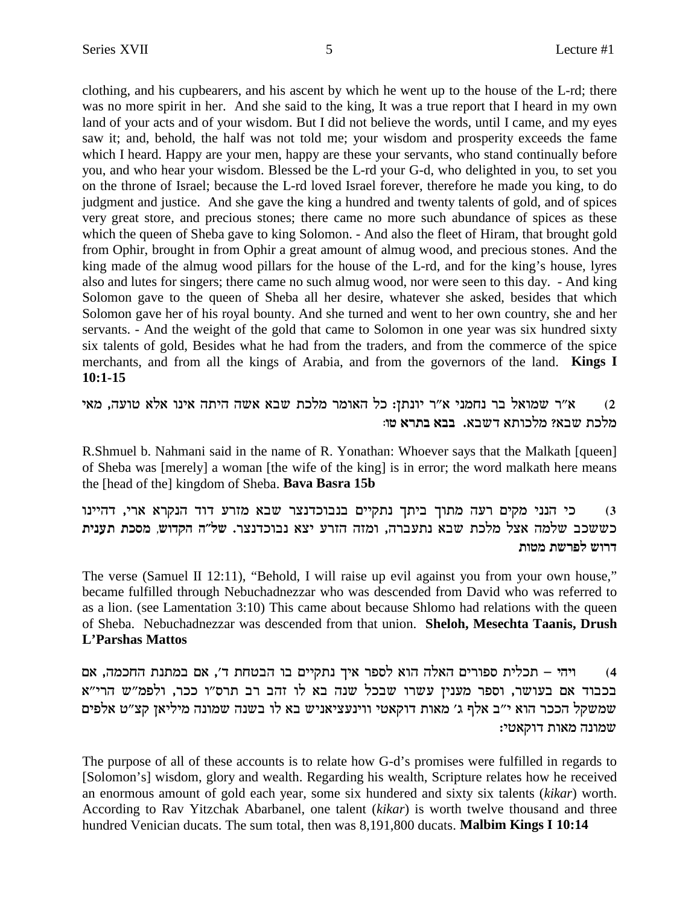clothing, and his cupbearers, and his ascent by which he went up to the house of the L-rd; there was no more spirit in her. And she said to the king, It was a true report that I heard in my own land of your acts and of your wisdom. But I did not believe the words, until I came, and my eyes saw it; and, behold, the half was not told me; your wisdom and prosperity exceeds the fame which I heard. Happy are your men, happy are these your servants, who stand continually before you, and who hear your wisdom. Blessed be the L-rd your G-d, who delighted in you, to set you on the throne of Israel; because the L-rd loved Israel forever, therefore he made you king, to do judgment and justice. And she gave the king a hundred and twenty talents of gold, and of spices very great store, and precious stones; there came no more such abundance of spices as these which the queen of Sheba gave to king Solomon. - And also the fleet of Hiram, that brought gold from Ophir, brought in from Ophir a great amount of almug wood, and precious stones. And the king made of the almug wood pillars for the house of the L-rd, and for the king's house, lyres also and lutes for singers; there came no such almug wood, nor were seen to this day. - And king Solomon gave to the queen of Sheba all her desire, whatever she asked, besides that which Solomon gave her of his royal bounty. And she turned and went to her own country, she and her servants. - And the weight of the gold that came to Solomon in one year was six hundred sixty six talents of gold, Besides what he had from the traders, and from the commerce of the spice merchants, and from all the kings of Arabia, and from the governors of the land. **Kings I 10:1-15**

2) א"ר שמואל בר נחמני א"ר יונתן: כל האומר מלכת שבא אשה היתה אינו אלא טועה, מאי מלכת שבא? מלכותא דשבא. **בבא בתרא טו:**

R.Shmuel b. Nahmani said in the name of R. Yonathan: Whoever says that the Malkath [queen] of Sheba was [merely] a woman [the wife of the king] is in error; the word malkath here means the [head of the] kingdom of Sheba. **Bava Basra 15b**

3) כי הנני מקים רעה מתוך ביתך נתקיים בנבוכדנצר שבא מזרע דוד הנקרא ארי, דהיינו כששכב שלמה אצל מלכת שבא נתעברה, ומזה הזרע יצא נבוכדנצר. **של"ה הקדוש, מסכת תענית דרוש לפרשת מטות**

The verse (Samuel II 12:11), "Behold, I will raise up evil against you from your own house," became fulfilled through Nebuchadnezzar who was descended from David who was referred to as a lion. (see Lamentation 3:10) This came about because Shlomo had relations with the queen of Sheba. Nebuchadnezzar was descended from that union. **Sheloh, Mesechta Taanis, Drush L'Parshas Mattos**

4) ויהי – תכלית ספורים האלה הוא לספר איך נתקיים בו הבטחת ד', אם במתנת החכמה, אם בכבוד אם בעושר, וספר מענין עשרו שבכל שנה בא לו זהב רב תרס"ו ככר, ולפמ"ש הרי"א שמשקל הככר הוא י"ב אלף ג' מאות דוקאטי ווינעציאניש בא לו בשנה שמונה מיליאן קצ"ט אלפים שמונה מאות דוקאטי:

The purpose of all of these accounts is to relate how G-d's promises were fulfilled in regards to [Solomon's] wisdom, glory and wealth. Regarding his wealth, Scripture relates how he received an enormous amount of gold each year, some six hundered and sixty six talents (*kikar*) worth. According to Rav Yitzchak Abarbanel, one talent (*kikar*) is worth twelve thousand and three hundred Venician ducats. The sum total, then was 8,191,800 ducats. **Malbim Kings I 10:14**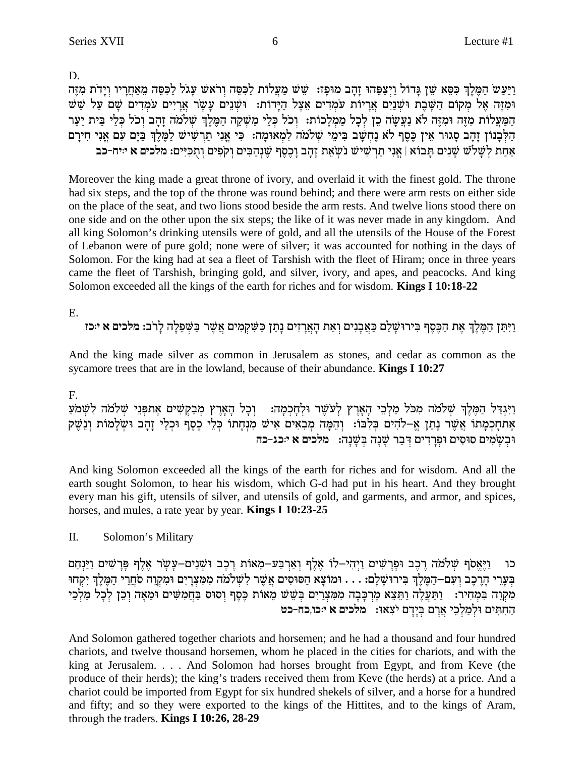D.

וַיַּעַשׂ הַמֶּלֶךְ כִּסֵּא שֵׁן גָּדוֹל וַיְצַפֵּהוּ זָהָב מוּפָז: שֵׁשׁ מַעֲלוֹת לַכִּסֵּה וְרֹאשׁ עָגֹל לַכִּסֵּה מֵאַחֲרָיו וְיָדֹת מִזֶּה וּמִזֶּה אֶל מְקוֹם הַשָּׁבֶת וּשְׁנַיִם אֲרָיוֹת עֹמְדִים אֵצֶל הַיָּדוֹת: וּשְׁנֵים עָשָׂר אֲרָיִים עֹמְדִים שָׁם עַל שֵׁשׁ הַמַּעֲלוֹת מִזֶּה וּמִזֶּה לֹא נַעֲשָׂה כֵן לְכָל מַמְלָכוֹת: וְכֹל כְּלֵי מַשְׁקֵה הַמֶּלֶךְ שְׁלֹמֹה זָהָב וְכֹל כְּלֵי בֵּית יַעַר הַלְּבָנוֹן זָהָב סָגוּר אֵין כֶּסֶף לֹא נֶחְשָׁב בִּימֵי שְׁלֹמֹה לִמְאוּמָה: כִּי אֳנִי תַרְשִׁישׁ לַמֶּלֶךְ בַּיָּם עִם אֳנִי חִירָם אַחַת לְשָׁלֹשׁ שָׁנִים תָּבוֹא | אֳנִי תַרְשִׁישׁ נֹשְׂאֵת זָהָב וָכֶסֶף שֶׁנְהַבִּים וְקֹפִים וְתֻכִּיִּים: **מלכים א י:יח-כב**

Moreover the king made a great throne of ivory, and overlaid it with the finest gold. The throne had six steps, and the top of the throne was round behind; and there were arm rests on either side on the place of the seat, and two lions stood beside the arm rests. And twelve lions stood there on one side and on the other upon the six steps; the like of it was never made in any kingdom. And all king Solomon's drinking utensils were of gold, and all the utensils of the House of the Forest of Lebanon were of pure gold; none were of silver; it was accounted for nothing in the days of Solomon. For the king had at sea a fleet of Tarshish with the fleet of Hiram; once in three years came the fleet of Tarshish, bringing gold, and silver, ivory, and apes, and peacocks. And king Solomon exceeded all the kings of the earth for riches and for wisdom. **Kings I 10:18-22**

E.

וַיִּתֵּן הַמֶּלֶךְ אֶת הַכֶּסֶף בִּירוּשָׁלִַם כָּאֲבָנִים וְאֵת הָאֲרָזִים נָתַן כַּשִּׁקְמִים אֲשֶׁר בַּשְּׁפֵלָה לָרֹב: **מלכים א י:כז**

And the king made silver as common in Jerusalem as stones, and cedar as common as the sycamore trees that are in the lowland, because of their abundance. **Kings I 10:27**

F.

וַיִּגְדַּל הַמֶּלֶךְ שְׁלֹמֹה מִכֹּל מַלְכֵי הָאָרֶץ לְעֹשֶׁר וּלְחָכְמָה: וְכָל הָאָרֶץ מְבַקְשִׁים אֶת פְּנֵי שְׁלֹמֹה לִשְׁמֹעַ אֶת חָכְמָתוֹ אֲשֶׁר נָתַן אֱ-לֹהִים בְּלִבּוֹ: וְהֵמָּה מְבִאִים אִישׁ מִנְחָתוֹ כְּלֵי כֶסֶף וּכְלֵי זָהָב וּשְׂלָמוֹת וְנֵשֶׁק וּבְשָׂמִים סוּסִים וּפְרָדִים דְּבַר שָׁנָה בְּשָׁנָה: **מלכים א י:כג-כה**

And king Solomon exceeded all the kings of the earth for riches and for wisdom. And all the earth sought Solomon, to hear his wisdom, which G-d had put in his heart. And they brought every man his gift, utensils of silver, and utensils of gold, and garments, and armor, and spices, horses, and mules, a rate year by year. **Kings I 10:23-25**

## II. Solomon's Military

כו וַיֶּאֱסֹף שְׁלֹמֹה רֶכֶב וּפָרָשִׁים וַיְהִי-לוֹ אֶלֶף וְאַרְבַּע-מֵאוֹת רֶכֶב וּשְׁנֵים-עָשָׂר אֶלֶף פָּרָשִׁים וַיַּנְחֵם בְּעָרֵי הָרֶכֶב וְעִם-הַמֶּלֶךְ בִּירוּשָׁלִָם: . . . וּמוֹצָא הַסּוּסִים אֲשֶׁר לִשְׁלֹמֹה מִמִּצְרָיִם וּמִקְוֵה סֹחֲרֵי הַמֶּלֶךְ יִקְחוּ מִקְוֵה בִּמְחִיר: וַתַּעֲלֶה וַתֵּצֵא מֶרְכָּבָה מִמִּצְרַיִם בְּשֵׁשׁ מֵאוֹת כֶּסֶף וְסוּס בַּחֲמִשִּׁים וּמֵאָה וְכֵן לְכָל מַלְכֵי הַחִתִּים וּלְמַלְכֵי אֲרָם בְּיָדָם יֹצִאוּ: **מלכים א י:כו,כח-כט**

And Solomon gathered together chariots and horsemen; and he had a thousand and four hundred chariots, and twelve thousand horsemen, whom he placed in the cities for chariots, and with the king at Jerusalem. . . . And Solomon had horses brought from Egypt, and from Keve (the produce of their herds); the king's traders received them from Keve (the herds) at a price. And a chariot could be imported from Egypt for six hundred shekels of silver, and a horse for a hundred and fifty; and so they were exported to the kings of the Hittites, and to the kings of Aram, through the traders. **Kings I 10:26, 28-29**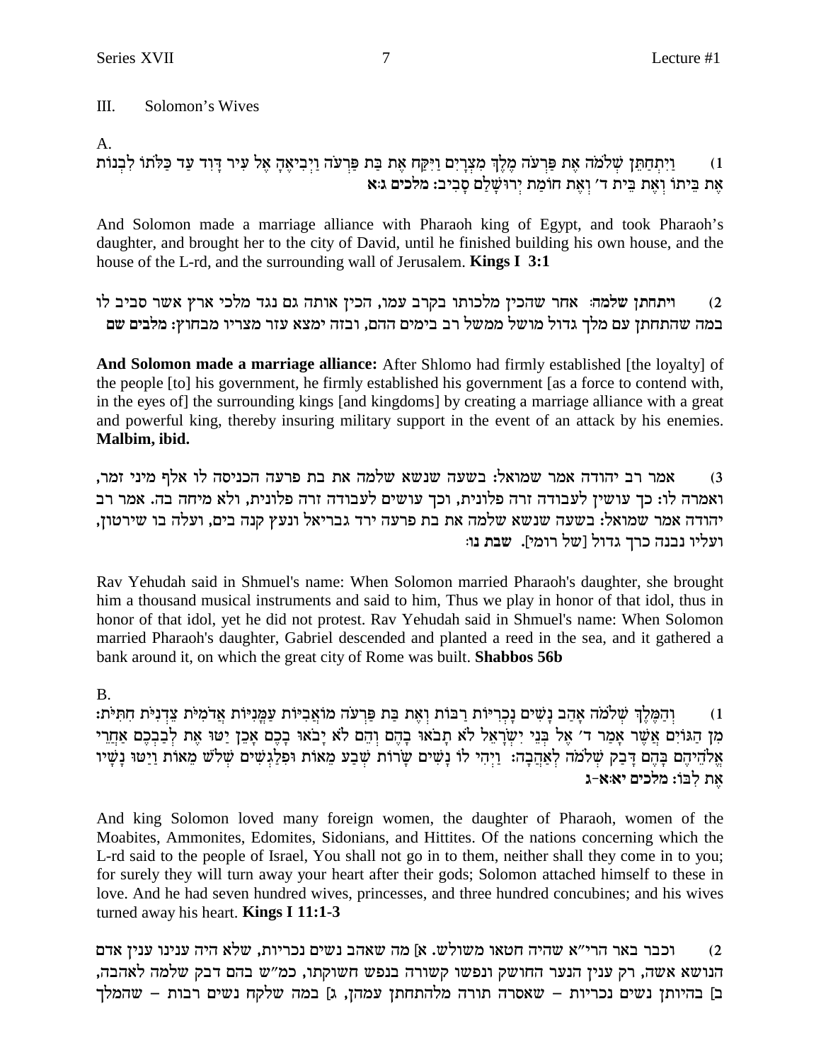## III. Solomon's Wives

A.

1) וַיִּתְחַתֵּן שְׁלֹמֹה אֶת פַּרְעֹה מֶלֶךְ מִצְרָיִם וַיִּקַּח אֶת בַּת פַּרְעֹה וַיְבִיאֶהָ אֶל עִיר דָּוִד עַד כַּלֹּתוֹ לִבְנוֹת אֶת בֵּיתוֹ וְאֶת בֵּית ד׳ וְאֶת חוֹמַת יְרוּשָׁלַם סָבִיב: מלכים ג:א

And Solomon made a marriage alliance with Pharaoh king of Egypt, and took Pharaoh's daughter, and brought her to the city of David, until he finished building his own house, and the house of the L-rd, and the surrounding wall of Jerusalem. **Kings I 3:1**

2) **ויתחתן שלמה:** אחר שהכין מלכותו בקרב עמו, הכין אותה גם נגד מלכי ארץ אשר סביב לו במה שהתחתן עם מלך גדול מושל ממשל רב בימים ההם, ובזה ימצא עזר מצריו מבחוץ: **מלבים שם**

**And Solomon made a marriage alliance:** After Shlomo had firmly established [the loyalty] of the people [to] his government, he firmly established his government [as a force to contend with, in the eyes of] the surrounding kings [and kingdoms] by creating a marriage alliance with a great and powerful king, thereby insuring military support in the event of an attack by his enemies. **Malbim, ibid.**

3) אמר רב יהודה אמר שמואל: בשעה שנשא שלמה את בת פרעה הכניסה לו אלף מיני זמר, ואמרה לו: כך עושין לעבודה זרה פלונית, וכך עושים לעבודה זרה פלונית, ולא מיחה בה. אמר רב יהודה אמר שמואל: בשעה שנשא שלמה את בת פרעה ירד גבריאל ונעץ קנה בים, ועלה בו שירטון, ועליו נבנה כרך גדול [של רומי]. **שבת נו:**

Rav Yehudah said in Shmuel's name: When Solomon married Pharaoh's daughter, she brought him a thousand musical instruments and said to him, Thus we play in honor of that idol, thus in honor of that idol, yet he did not protest. Rav Yehudah said in Shmuel's name: When Solomon married Pharaoh's daughter, Gabriel descended and planted a reed in the sea, and it gathered a bank around it, on which the great city of Rome was built. **Shabbos 56b**

B.

1) וְהַמֶּלֶךְ שְׁלֹמֹה אָהַב נָשִׁים נָכְרִיּוֹת רַבּוֹת וְאֶת בַּת פַּרְעֹה מוֹאֲבִיּוֹת עַמֳּנִיּוֹת אֲדֹמִיֹּת צֵדְנִיֹּת חִתִּיֹּת: מִן הַגּוֹיִם אֲשֶׁר אָמַר ד׳ אֶל בְּנֵי יִשְׂרָאֵל לֹא תָבֹאוּ בָהֶם וְהֵם לֹא יָבֹאוּ בָכֶם אָכֵן יַטּוּ אֶת לְבַבְכֶם אַחֲרֵי אֱלֹהֵיהֶם בָּהֶם דָּבַק שְׁלֹמֹה לְאַהֲבָה: וַיְהִי לוֹ נָשִׁים שָׂרוֹת שְׁבַע מֵאוֹת וּפִלַגְשִׁים שְׁלֹשׁ מֵאוֹת וַיַּטּוּ נָשָׁיו אֶת לִבּוֹ: מלכים יא:א-ג

And king Solomon loved many foreign women, the daughter of Pharaoh, women of the Moabites, Ammonites, Edomites, Sidonians, and Hittites. Of the nations concerning which the L-rd said to the people of Israel, You shall not go in to them, neither shall they come in to you; for surely they will turn away your heart after their gods; Solomon attached himself to these in love. And he had seven hundred wives, princesses, and three hundred concubines; and his wives turned away his heart. **Kings I 11:1-3**

2) וכבר באר הרי״א שהיה חטאו משולש. א] מה שאהב נשים נכריות, שלא היה ענינו ענין אדם הנושא אשה, רק ענין הנער החושק ונפשו קשורה בנפש חשוקתו, כמ״ש בהם דבק שלמה לאהבה, ב] בהיותן נשים נכריות – שאסרה תורה מלהתחתן עמהן, ג] במה שלקח נשים רבות – שהמלך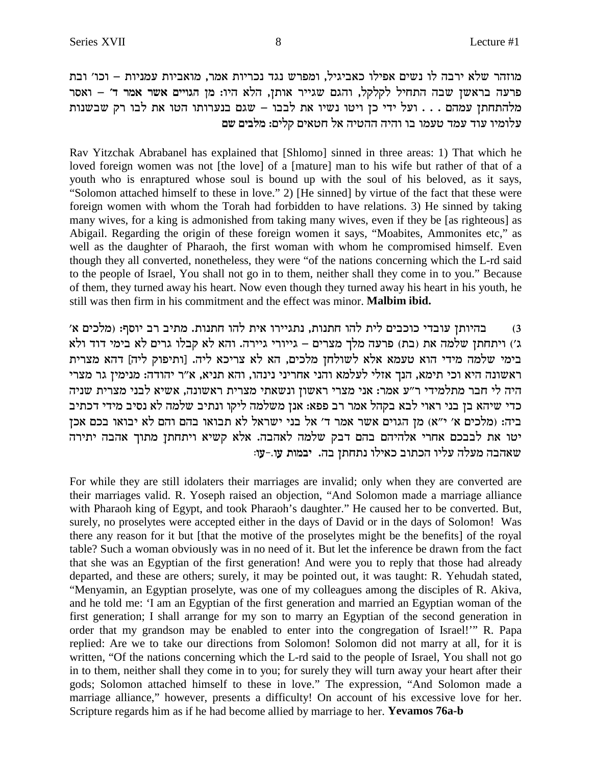מוזהר שלא ירבה לו נשים אפילו כאביגיל, ומפרש נגד נכריות אמר, מואביות עמניות – וכו' ובת פרעה בראשן שבה התחיל לקלקל, והגם שגייר אותן, הלא היו: **מן הגויים אשר אמר ד'** – ואסר מלהתחתן עמהם . . . ועל ידי כן ויטו נשיו את לבבו – שגם בנערותו הטו את לבו רק שבשנות עלומיו עוד עמד טעמו בו והיה ההטיה אל חטאים קלים: **מלבים שם**

Rav Yitzchak Abrabanel has explained that [Shlomo] sinned in three areas: 1) That which he loved foreign women was not [the love] of a [mature] man to his wife but rather of that of a youth who is enraptured whose soul is bound up with the soul of his beloved, as it says, "Solomon attached himself to these in love." 2) [He sinned] by virtue of the fact that these were foreign women with whom the Torah had forbidden to have relations. 3) He sinned by taking many wives, for a king is admonished from taking many wives, even if they be [as righteous] as Abigail. Regarding the origin of these foreign women it says, "Moabites, Ammonites etc," as well as the daughter of Pharaoh, the first woman with whom he compromised himself. Even though they all converted, nonetheless, they were "of the nations concerning which the L-rd said to the people of Israel, You shall not go in to them, neither shall they come in to you." Because of them, they turned away his heart. Now even though they turned away his heart in his youth, he still was then firm in his commitment and the effect was minor. **Malbim ibid.**

3) בהיותן עובדי כוכבים לית להו חתנות, נתגיירו אית להו חתנות. מתיב רב יוסף: (מלכים א' ג') ויתחתן שלמה את (בת) פרעה מלך מצרים – גיירה גיירה. והא לא קבלו גרים לא בימי דוד ולא בימי שלמה מידי הוא טעמא אלא לשולחן מלכים, הא לא צריכא ליה. [ותיפוק ליה] דהא מצרית ראשונה היא וכי תימא, הנך אזלי לעלמא והני אחריני נינהו, והא תניא, א"ר יהודה: מנימין גר מצרי היה לי חבר מתלמידי ר"ע אמר: אני מצרי ראשון ונשאתי מצרית ראשונה, אשיא לבני מצרית שניה כדי שיהא בן בני ראוי לבא בקהל אמר רב פפא: אנן משלמה ליקו ונתיב שלמה לא נסיב מידי דכתיב ביה: (מלכים א' י"א) מן הגוים אשר אמר ד' אל בני ישראל לא תבואו בהם והם לא יבואו בכם אכן יטו את לבבכם אחרי אלהיהם בהם דבק שלמה לאהבה. אלא קשיא ויתחתן מתוך אהבה יתירה שאהבה מעלה עליו הכתוב כאילו נתחתן בה. **יבמות עו.-עו:**

For while they are still idolaters their marriages are invalid; only when they are converted are their marriages valid. R. Yoseph raised an objection, "And Solomon made a marriage alliance with Pharaoh king of Egypt, and took Pharaoh's daughter." He caused her to be converted. But, surely, no proselytes were accepted either in the days of David or in the days of Solomon! Was there any reason for it but [that the motive of the proselytes might be the benefits] of the royal table? Such a woman obviously was in no need of it. But let the inference be drawn from the fact that she was an Egyptian of the first generation! And were you to reply that those had already departed, and these are others; surely, it may be pointed out, it was taught: R. Yehudah stated, "Menyamin, an Egyptian proselyte, was one of my colleagues among the disciples of R. Akiva, and he told me: 'I am an Egyptian of the first generation and married an Egyptian woman of the first generation; I shall arrange for my son to marry an Egyptian of the second generation in order that my grandson may be enabled to enter into the congregation of Israel!'" R. Papa replied: Are we to take our directions from Solomon! Solomon did not marry at all, for it is written, "Of the nations concerning which the L-rd said to the people of Israel, You shall not go in to them, neither shall they come in to you; for surely they will turn away your heart after their gods; Solomon attached himself to these in love." The expression, "And Solomon made a marriage alliance," however, presents a difficulty! On account of his excessive love for her. Scripture regards him as if he had become allied by marriage to her. **Yevamos 76a-b**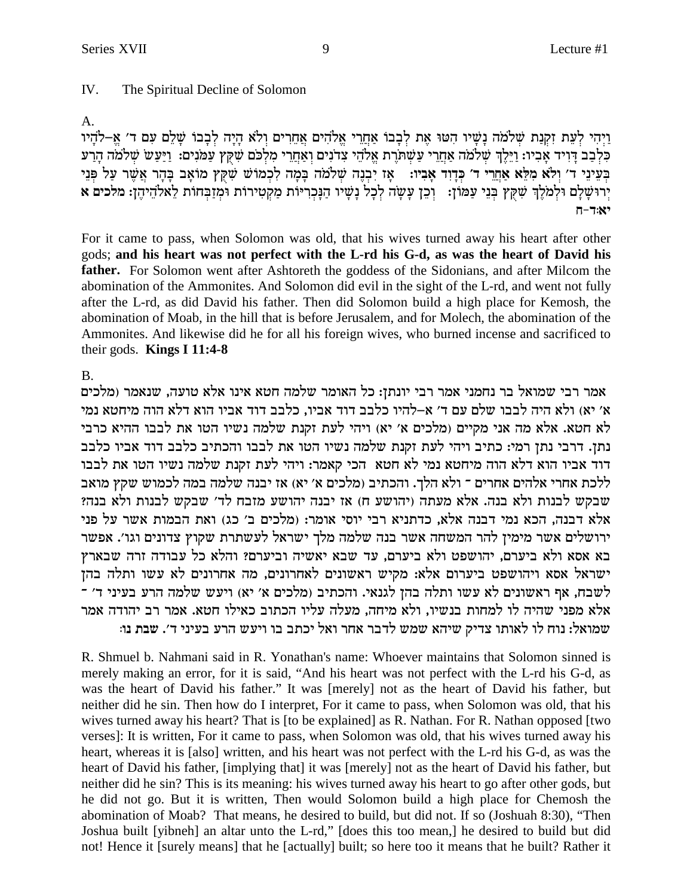## IV. The Spiritual Decline of Solomon

A.

וַיְהִי לְעֵת זִקְנַת שְׁלֹמֹה נָשָׁיו הִטּוּ אֶת לְבָבוֹ אַחֲרֵי אֱלֹהִים אֲחֵרִים וְלֹא הָיָה לְבָבוֹ שָׁלֵם עִם ד׳ אֱ–לֹהָיו כִּלְבַב דָּוִיד אָבִיו: וַיֵּלֶךְ שְׁלֹמֹה אַחֲרֵי עַשְׁתֹּרֶת אֱלֹהֵי צִדֹנִים וְאַחֲרֵי מִלְכֹּם שִׁקֻּץ עַמֹּנִים: וַיַּעַשׂ שְׁלֹמֹה הָרַע בְּעֵינֵי ד׳ וְלֹא מִלֵּא אַחֲרֵי ד׳ כְּדָוִד אָבִיו: אָז יִבְנֶה שְׁלֹמֹה בָּמָה לִכְמוֹשׁ שִׁקֻּץ מוֹאָב בָּהָר אֲשֶׁר עַל פְּנֵי יְרוּשָׁלָ͏ִם וּלְמֹלֶךְ שִׁקֻּץ בְּנֵי עַמּוֹן: וְכֵן עָשָׂה לְכָל נָשָׁיו הַנָּכְרִיּוֹת מַקְטִירוֹת וּמְזַבְּחוֹת לֵאלֹהֵיהֶן: **מלכים א יא:ד-ח**

For it came to pass, when Solomon was old, that his wives turned away his heart after other gods; **and his heart was not perfect with the L-rd his G-d, as was the heart of David his father.** For Solomon went after Ashtoreth the goddess of the Sidonians, and after Milcom the abomination of the Ammonites. And Solomon did evil in the sight of the L-rd, and went not fully after the L-rd, as did David his father. Then did Solomon build a high place for Kemosh, the abomination of Moab, in the hill that is before Jerusalem, and for Molech, the abomination of the Ammonites. And likewise did he for all his foreign wives, who burned incense and sacrificed to their gods. **Kings I 11:4-8**

B.

אמר רבי שמואל בר נחמני אמר רבי יונתן: כל האומר שלמה חטא אינו אלא טועה, שנאמר (מלכים א׳ יא) ולא היה לבבו שלם עם ד׳ א–להיו כלבב דוד אביו, כלבב דוד אביו הוא דלא הוה מיחטא נמי לא חטא. אלא מה אני מקיים (מלכים א׳ יא) ויהי לעת זקנת שלמה נשיו הטו את לבבו ההיא כרבי נתן. דרבי נתן רמי: כתיב ויהי לעת זקנת שלמה נשיו הטו את לבבו והכתיב כלבב דוד אביו כלבב דוד אביו הוא דלא הוה מיחטא נמי לא חטא הכי קאמר: ויהי לעת זקנת שלמה נשיו הטו את לבבו ללכת אחרי אלהים אחרים ־ ולא הלך. והכתיב (מלכים א׳ יא) אז יבנה שלמה במה לכמוש שקץ מואב שבקש לבנות ולא בנה. אלא מעתה (יהושע ח) אז יבנה יהושע מזבח לד׳ שבקש לבנות ולא בנה? אלא דבנה, הכא נמי דבנה אלא, כדתניא רבי יוסי אומר: (מלכים ב׳ כג) ואת הבמות אשר על פני ירושלים אשר מימין להר המשחה אשר בנה שלמה מלך ישראל לעשתרת שקוץ צדונים וגו׳. אפשר בא אסא ולא ביערם, יהושפט ולא ביערם, עד שבא יאשיה וביערם? והלא כל עבודה זרה שבארץ ישראל אסא ויהושפט ביערום אלא: מקיש ראשונים לאחרונים, מה אחרונים לא עשו ותלה בהן לשבח, אף ראשונים לא עשו ותלה בהן לגנאי. והכתיב (מלכים א׳ יא) ויעש שלמה הרע בעיני ד׳ ־ אלא מפני שהיה לו למחות בנשיו, ולא מיחה, מעלה עליו הכתוב כאילו חטא. אמר רב יהודה אמר שמואל: נוח לו לאותו צדיק שיהא שמש לדבר אחר ואל יכתב בו ויעש הרע בעיני ד׳. **שבת נו:**

R. Shmuel b. Nahmani said in R. Yonathan's name: Whoever maintains that Solomon sinned is merely making an error, for it is said, "And his heart was not perfect with the L-rd his G-d, as was the heart of David his father." It was [merely] not as the heart of David his father, but neither did he sin. Then how do I interpret, For it came to pass, when Solomon was old, that his wives turned away his heart? That is [to be explained] as R. Nathan. For R. Nathan opposed [two verses]: It is written, For it came to pass, when Solomon was old, that his wives turned away his heart, whereas it is [also] written, and his heart was not perfect with the L-rd his G-d, as was the heart of David his father, [implying that] it was [merely] not as the heart of David his father, but neither did he sin? This is its meaning: his wives turned away his heart to go after other gods, but he did not go. But it is written, Then would Solomon build a high place for Chemosh the abomination of Moab? That means, he desired to build, but did not. If so (Joshuah 8:30), "Then Joshua built [yibneh] an altar unto the L-rd," [does this too mean,] he desired to build but did not! Hence it [surely means] that he [actually] built; so here too it means that he built? Rather it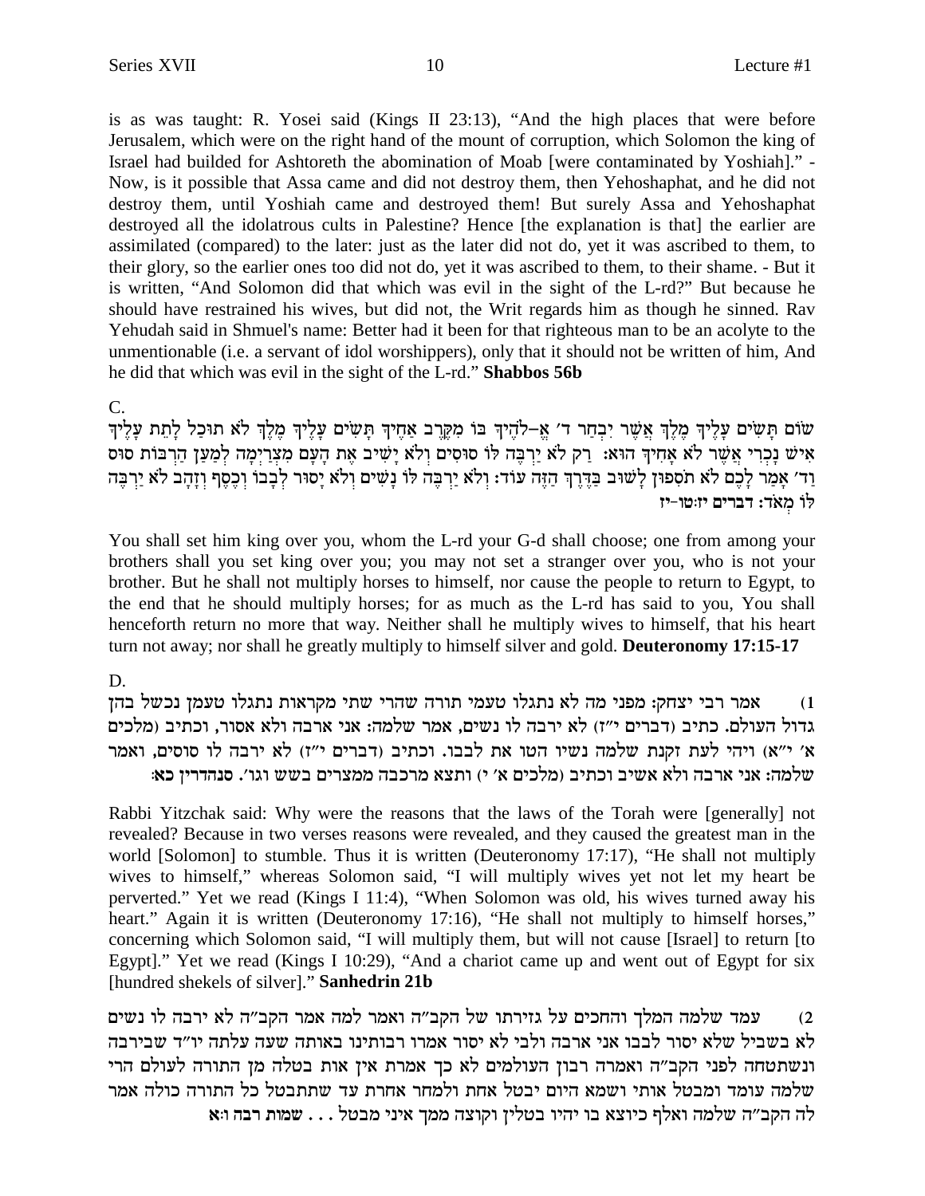is as was taught: R. Yosei said (Kings II 23:13), "And the high places that were before Jerusalem, which were on the right hand of the mount of corruption, which Solomon the king of Israel had builded for Ashtoreth the abomination of Moab [were contaminated by Yoshiah]." - Now, is it possible that Assa came and did not destroy them, then Yehoshaphat, and he did not destroy them, until Yoshiah came and destroyed them! But surely Assa and Yehoshaphat destroyed all the idolatrous cults in Palestine? Hence [the explanation is that] the earlier are assimilated (compared) to the later: just as the later did not do, yet it was ascribed to them, to their glory, so the earlier ones too did not do, yet it was ascribed to them, to their shame. - But it is written, "And Solomon did that which was evil in the sight of the L-rd?" But because he should have restrained his wives, but did not, the Writ regards him as though he sinned. Rav Yehudah said in Shmuel's name: Better had it been for that righteous man to be an acolyte to the unmentionable (i.e. a servant of idol worshippers), only that it should not be written of him, And he did that which was evil in the sight of the L-rd." **Shabbos 56b**

C.

שׂוֹם תָּשִׂים עָלֶיךָ מֶלֶךְ אֲשֶׁר יִבְחַר ד׳ אֱ–לֹהֶיךָ בּוֹ מִקֶּרֶב אַחֶיךָ תָּשִׂים עָלֶיךָ מֶלֶךְ לֹא תוּכַל לָתֵת עָלֶיךָ אִישׁ נָכְרִי אֲשֶׁר לֹא אָחִיךָ הוּא: רַק לֹא יַרְבֶּה לּוֹ סוּסִים וְלֹא יָשִׁיב אֶת הָעָם מִצְרַיְמָה לְמַעַן הַרְבּוֹת סוּס וַד׳ אָמַר לָכֶם לֹא תֹסִפוּן לָשׁוּב בַּדֶּרֶךְ הַזֶּה עוֹד: וְלֹא יַרְבֶּה לּוֹ נָשִׁים וְלֹא יָסוּר לְבָבוֹ וְכֶסֶף וְזָהָב לֹא יַרְבֶּה לּוֹ מְאֹד: **דברים יז:טו-יז**

You shall set him king over you, whom the L-rd your G-d shall choose; one from among your brothers shall you set king over you; you may not set a stranger over you, who is not your brother. But he shall not multiply horses to himself, nor cause the people to return to Egypt, to the end that he should multiply horses; for as much as the L-rd has said to you, You shall henceforth return no more that way. Neither shall he multiply wives to himself, that his heart turn not away; nor shall he greatly multiply to himself silver and gold. **Deuteronomy 17:15-17**

D.

1) אמר רבי יצחק: מפני מה לא נתגלו טעמי תורה שהרי שתי מקראות נתגלו טעמן נכשל בהן גדול העולם. כתיב (דברים י"ז) לא ירבה לו נשים, אמר שלמה: אני ארבה ולא אסור, וכתיב (מלכים א׳ י"א) ויהי לעת זקנת שלמה נשיו הטו את לבבו. וכתיב (דברים י"ז) לא ירבה לו סוסים, ואמר שלמה: אני ארבה ולא אשיב וכתיב (מלכים א׳ י) ותצא מרכבה ממצרים בשש וגו׳. **סנהדרין כא:**

Rabbi Yitzchak said: Why were the reasons that the laws of the Torah were [generally] not revealed? Because in two verses reasons were revealed, and they caused the greatest man in the world [Solomon] to stumble. Thus it is written (Deuteronomy 17:17), "He shall not multiply wives to himself," whereas Solomon said, "I will multiply wives yet not let my heart be perverted." Yet we read (Kings I 11:4), "When Solomon was old, his wives turned away his heart." Again it is written (Deuteronomy 17:16), "He shall not multiply to himself horses," concerning which Solomon said, "I will multiply them, but will not cause [Israel] to return [to Egypt]." Yet we read (Kings I 10:29), "And a chariot came up and went out of Egypt for six [hundred shekels of silver]." **Sanhedrin 21b**

2) עמד שלמה המלך והחכים על גזירתו של הקב"ה ואמר למה אמר הקב"ה לא ירבה לו נשים לא בשביל שלא יסור לבבו אני ארבה ולבי לא יסור אמרו רבותינו באותה שעה עלתה יו"ד שבירבה ונשתטחה לפני הקב"ה ואמרה רבון העולמים לא כך אמרת אין אות בטלה מן התורה לעולם הרי שלמה עומד ומבטל אותי ושמא היום יבטל אחת ולמחר אחרת עד שתתבטל כל התורה כולה אמר לה הקב"ה שלמה ואלף כיוצא בו יהיו בטלין וקוצה ממך איני מבטל . . . **שמות רבה ו:א**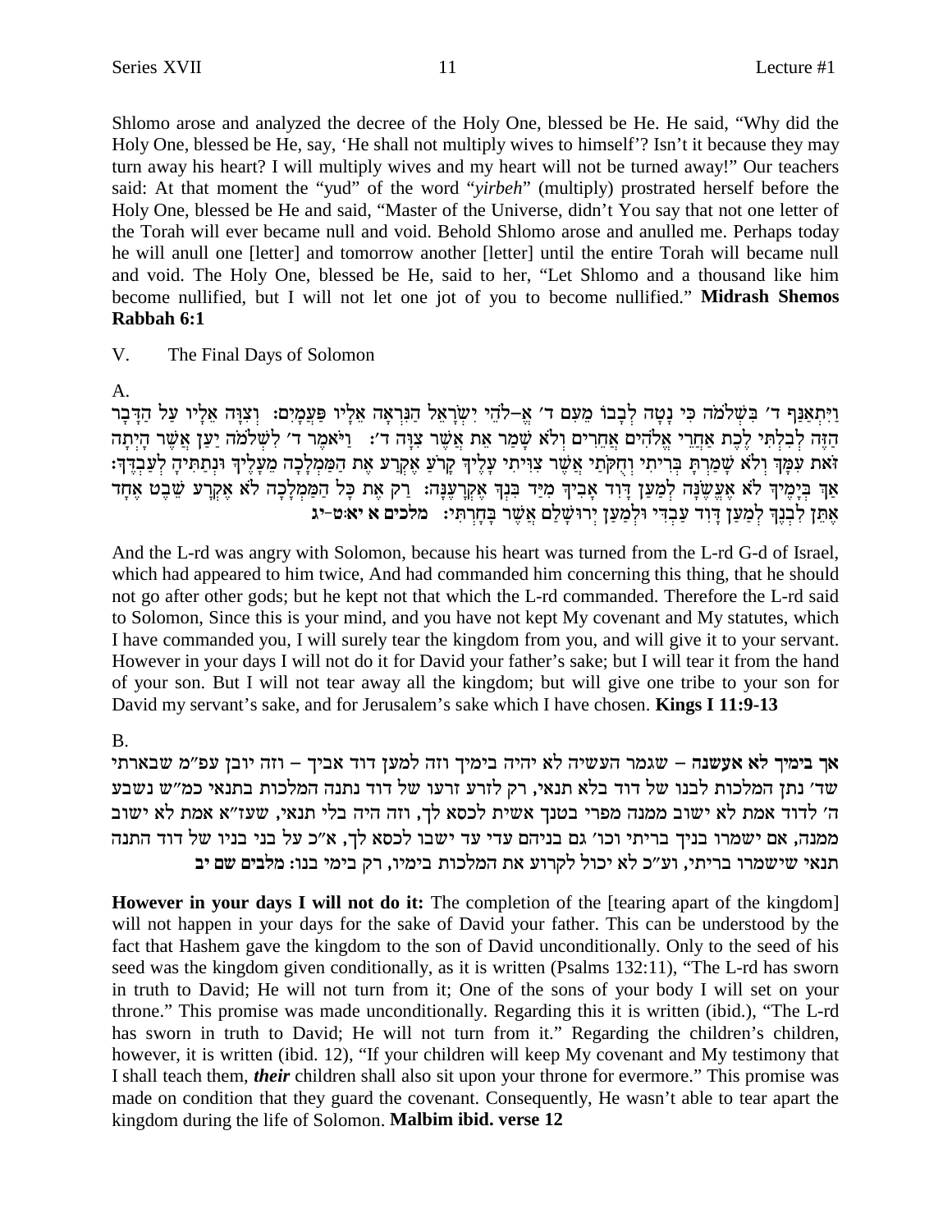Shlomo arose and analyzed the decree of the Holy One, blessed be He. He said, "Why did the Holy One, blessed be He, say, 'He shall not multiply wives to himself'? Isn't it because they may turn away his heart? I will multiply wives and my heart will not be turned away!" Our teachers said: At that moment the "yud" of the word "*yirbeh*" (multiply) prostrated herself before the Holy One, blessed be He and said, "Master of the Universe, didn't You say that not one letter of the Torah will ever became null and void. Behold Shlomo arose and anulled me. Perhaps today he will anull one [letter] and tomorrow another [letter] until the entire Torah will became null and void. The Holy One, blessed be He, said to her, "Let Shlomo and a thousand like him become nullified, but I will not let one jot of you to become nullified." **Midrash Shemos Rabbah 6:1**

V. The Final Days of Solomon

A.

וַיִּתְאַנַּף ד׳ בִּשְׁלֹמֹה כִּי נָטָה לְבָבוֹ מֵעִם ד׳ אֱ–לֹהֵי יִשְׂרָאֵל הַנִּרְאָה אֵלָיו פַּעֲמָיִם: וְצִוָּה אֵלָיו עַל הַדָּבָר הַזֶּה לְבִלְתִּי לֶכֶת אַחֲרֵי אֱלֹהִים אֲחֵרִים וְלֹא שָׁמַר אֵת אֲשֶׁר צִוָּה ד׳: וַיֹּאמֶר ד׳ לִשְׁלֹמֹה יַעַן אֲשֶׁר הָיְתָה זֹּאת עִמָּךְ וְלֹא שָׁמַרְתָּ בְּרִיתִי וְחֻקֹּתַי אֲשֶׁר צִוִּיתִי עָלֶיךָ קָרֹעַ אֶקְרַע אֶת הַמַּמְלָכָה מֵעָלֶיךָ וּנְתַתִּיהָ לְעַבְדֶּךָ: אַךְ בְּיָמֶיךָ לֹא אֶעֱשֶׂנָּה לְמַעַן דָּוִד אָבִיךָ מִיַּד בִּנְךָ אֶקְרָעֶנָּה: רַק אֶת כָּל הַמַּמְלָכָה לֹא אֶקְרָע שֵׁבֶט אֶחָד אֶתֵּן לִבְנֶךָ לְמַעַן דָּוִד עַבְדִּי וּלְמַעַן יְרוּשָׁלַםִ אֲשֶׁר בָּחָרְתִּי: **מלכים א יא:ט-יג**

And the L-rd was angry with Solomon, because his heart was turned from the L-rd G-d of Israel, which had appeared to him twice, And had commanded him concerning this thing, that he should not go after other gods; but he kept not that which the L-rd commanded. Therefore the L-rd said to Solomon, Since this is your mind, and you have not kept My covenant and My statutes, which I have commanded you, I will surely tear the kingdom from you, and will give it to your servant. However in your days I will not do it for David your father's sake; but I will tear it from the hand of your son. But I will not tear away all the kingdom; but will give one tribe to your son for David my servant's sake, and for Jerusalem's sake which I have chosen. **Kings I 11:9-13**

B.

**אך בימיך לא אעשנה** – שגמר העשיה לא יהיה בימיך וזה למען דוד אביך – וזה יובן עפ"מ שבארתי שד׳ נתן המלכות לבנו של דוד בלא תנאי, רק לזרע זרעו של דוד נתנה המלכות בתנאי כמ"ש נשבע ה׳ לדוד אמת לא ישוב ממנה מפרי בטנך אשית לכסא לך, וזה היה בלי תנאי, שעז"א אמת לא ישוב ממנה, אם ישמרו בניך בריתי וכו׳ גם בניהם עדי עד ישבו לכסא לך, א"כ על בני בניו של דוד התנה תנאי שישמרו בריתי, וע"כ לא יכול לקרוע את המלכות בימיו, רק בימי בנו: **מלבים שם יב**

**However in your days I will not do it:** The completion of the [tearing apart of the kingdom] will not happen in your days for the sake of David your father. This can be understood by the fact that Hashem gave the kingdom to the son of David unconditionally. Only to the seed of his seed was the kingdom given conditionally, as it is written (Psalms 132:11), "The L-rd has sworn in truth to David; He will not turn from it; One of the sons of your body I will set on your throne." This promise was made unconditionally. Regarding this it is written (ibid.), "The L-rd has sworn in truth to David; He will not turn from it." Regarding the children's children, however, it is written (ibid. 12), "If your children will keep My covenant and My testimony that I shall teach them, ***their*** children shall also sit upon your throne for evermore." This promise was made on condition that they guard the covenant. Consequently, He wasn't able to tear apart the kingdom during the life of Solomon. **Malbim ibid. verse 12**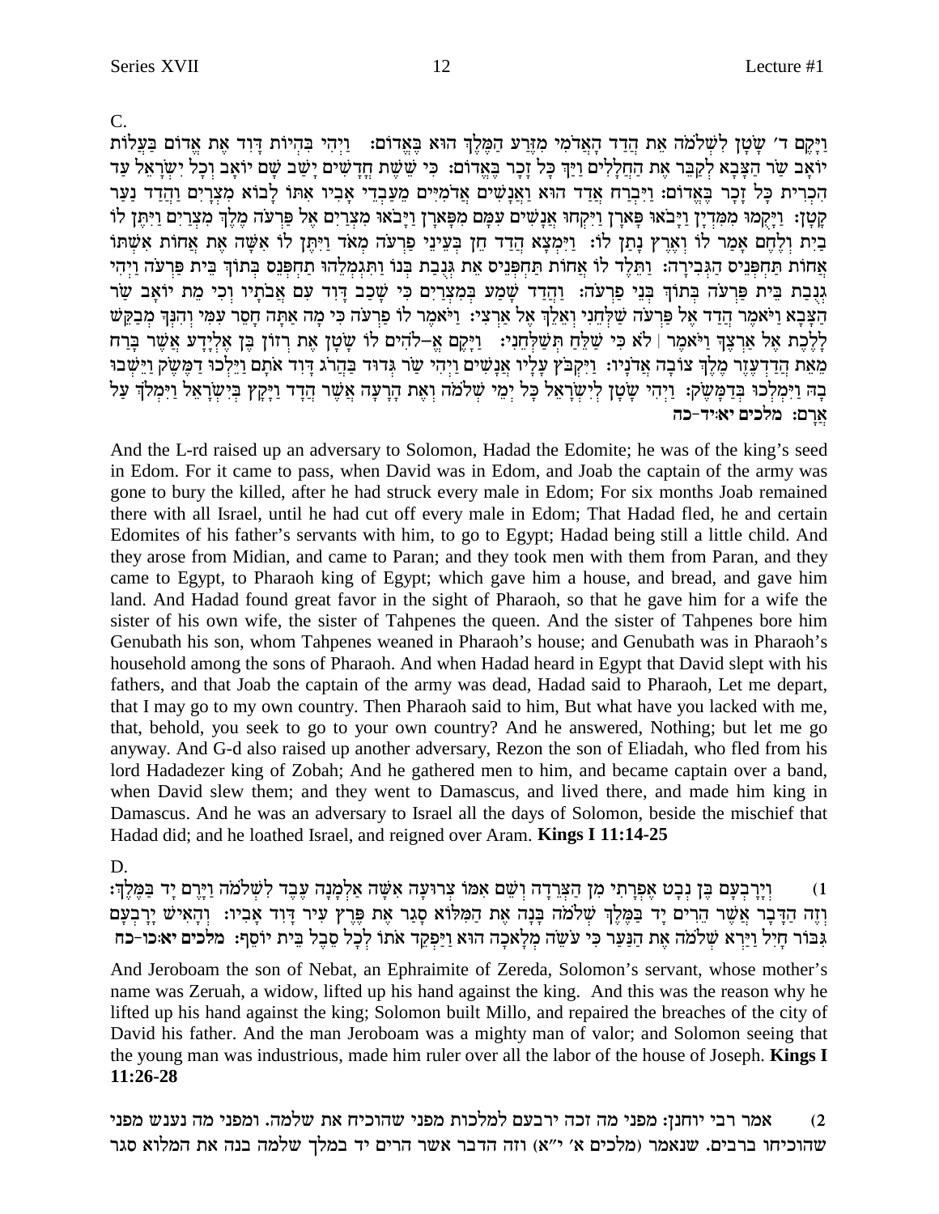C.

וַיָּקֶם ד׳ שָׂטָן לִשְׁלֹמֹה אֵת הֲדַד הָאֲדֹמִי מִזֶּרַע הַמֶּלֶךְ הוּא בֶּאֱדוֹם: וַיְהִי בִּהְיוֹת דָּוִד אֶת אֱדוֹם בַּעֲלוֹת יוֹאָב שַׂר הַצָּבָא לְקַבֵּר אֶת הַחֲלָלִים וַיַּךְ כָּל זָכָר בֶּאֱדוֹם: כִּי שֵׁשֶׁת חֳדָשִׁים יָשַׁב שָׁם יוֹאָב וְכָל יִשְׂרָאֵל עַד הִכְרִית כָּל זָכָר בֶּאֱדוֹם: וַיִּבְרַח אֲדַד הוּא וַאֲנָשִׁים אֲדֹמִיִּים מֵעַבְדֵי אָבִיו אִתּוֹ לָבוֹא מִצְרָיִם וַהֲדַד נַעַר קָטָן: וַיָּקֻמוּ מִמִּדְיָן וַיָּבֹאוּ פָּארָן וַיִּקְחוּ אֲנָשִׁים עִמָּם מִפָּארָן וַיָּבֹאוּ מִצְרַיִם אֶל פַּרְעֹה מֶלֶךְ מִצְרַיִם וַיִּתֶּן לוֹ בַיִת וְלֶחֶם אָמַר לוֹ וְאֶרֶץ נָתַן לוֹ: וַיִּמְצָא הֲדַד חֵן בְּעֵינֵי פַרְעֹה מְאֹד וַיִּתֶּן לוֹ אִשָּׁה אֶת אֲחוֹת אִשְׁתּוֹ אֲחוֹת תַּחְפְּנֵיס הַגְּבִירָה: וַתֵּלֶד לוֹ אֲחוֹת תַּחְפְּנֵיס אֵת גְּנֻבַת בְּנוֹ וַתִּגְמְלֵהוּ תַחְפְּנֵס בְּתוֹךְ בֵּית פַּרְעֹה וַיְהִי גְנֻבַת בֵּית פַּרְעֹה בְּתוֹךְ בְּנֵי פַרְעֹה: וַהֲדַד שָׁמַע בְּמִצְרַיִם כִּי שָׁכַב דָּוִד עִם אֲבֹתָיו וְכִי מֵת יוֹאָב שַׂר הַצָּבָא וַיֹּאמֶר הֲדַד אֶל פַּרְעֹה שַׁלְּחֵנִי וְאֵלֵךְ אֶל אַרְצִי: וַיֹּאמֶר לוֹ פַרְעֹה כִּי מָה אַתָּה חָסֵר עִמִּי וְהִנְּךָ מְבַקֵּשׁ לָלֶכֶת אֶל אַרְצֶךָ וַיֹּאמֶר | לֹא כִּי שַׁלֵּחַ תְּשַׁלְּחֵנִי: וַיָּקֶם אֱ–לֹהִים לוֹ שָׂטָן אֶת רְזוֹן בֶּן אֶלְיָדָע אֲשֶׁר בָּרַח מֵאֵת הֲדַדְעֶזֶר מֶלֶךְ צוֹבָה אֲדֹנָיו: וַיִּקְבֹּץ עָלָיו אֲנָשִׁים וַיְהִי שַׂר גְּדוּד בַּהֲרֹג דָּוִד אֹתָם וַיֵּלְכוּ דַמֶּשֶׂק וַיֵּשְׁבוּ בָהּ וַיִּמְלְכוּ בְּדַמָּשֶׂק: וַיְהִי שָׂטָן לְיִשְׂרָאֵל כָּל יְמֵי שְׁלֹמֹה וְאֶת הָרָעָה אֲשֶׁר הֲדָד וַיָּקָץ בְּיִשְׂרָאֵל וַיִּמְלֹךְ עַל אֲרָם: **מלכים יא:יד-כה**

And the L-rd raised up an adversary to Solomon, Hadad the Edomite; he was of the king's seed in Edom. For it came to pass, when David was in Edom, and Joab the captain of the army was gone to bury the killed, after he had struck every male in Edom; For six months Joab remained there with all Israel, until he had cut off every male in Edom; That Hadad fled, he and certain Edomites of his father's servants with him, to go to Egypt; Hadad being still a little child. And they arose from Midian, and came to Paran; and they took men with them from Paran, and they came to Egypt, to Pharaoh king of Egypt; which gave him a house, and bread, and gave him land. And Hadad found great favor in the sight of Pharaoh, so that he gave him for a wife the sister of his own wife, the sister of Tahpenes the queen. And the sister of Tahpenes bore him Genubath his son, whom Tahpenes weaned in Pharaoh's house; and Genubath was in Pharaoh's household among the sons of Pharaoh. And when Hadad heard in Egypt that David slept with his fathers, and that Joab the captain of the army was dead, Hadad said to Pharaoh, Let me depart, that I may go to my own country. Then Pharaoh said to him, But what have you lacked with me, that, behold, you seek to go to your own country? And he answered, Nothing; but let me go anyway. And G-d also raised up another adversary, Rezon the son of Eliadah, who fled from his lord Hadadezer king of Zobah; And he gathered men to him, and became captain over a band, when David slew them; and they went to Damascus, and lived there, and made him king in Damascus. And he was an adversary to Israel all the days of Solomon, beside the mischief that Hadad did; and he loathed Israel, and reigned over Aram. **Kings I 11:14-25**

D.

1) וְיָרָבְעָם בֶּן נְבָט אֶפְרָתִי מִן הַצְּרֵדָה וְשֵׁם אִמּוֹ צְרוּעָה אִשָּׁה אַלְמָנָה עֶבֶד לִשְׁלֹמֹה וַיָּרֶם יָד בַּמֶּלֶךְ: וְזֶה הַדָּבָר אֲשֶׁר הֵרִים יָד בַּמֶּלֶךְ שְׁלֹמֹה בָּנָה אֶת הַמִּלּוֹא סָגַר אֶת פֶּרֶץ עִיר דָּוִד אָבִיו: וְהָאִישׁ יָרָבְעָם גִּבּוֹר חָיִל וַיַּרְא שְׁלֹמֹה אֶת הַנַּעַר כִּי עֹשֵׂה מְלָאכָה הוּא וַיַּפְקֵד אֹתוֹ לְכָל סֵבֶל בֵּית יוֹסֵף: **מלכים יא:כו-כח**

And Jeroboam the son of Nebat, an Ephraimite of Zereda, Solomon's servant, whose mother's name was Zeruah, a widow, lifted up his hand against the king. And this was the reason why he lifted up his hand against the king; Solomon built Millo, and repaired the breaches of the city of David his father. And the man Jeroboam was a mighty man of valor; and Solomon seeing that the young man was industrious, made him ruler over all the labor of the house of Joseph. **Kings I 11:26-28**

2) אמר רבי יוחנן: מפני מה זכה ירבעם למלכות מפני שהוכיח את שלמה. ומפני מה נענש מפני שהוכיחו ברבים. שנאמר (מלכים א׳ י״א) וזה הדבר אשר הרים יד במלך שלמה בנה את המלוא סגר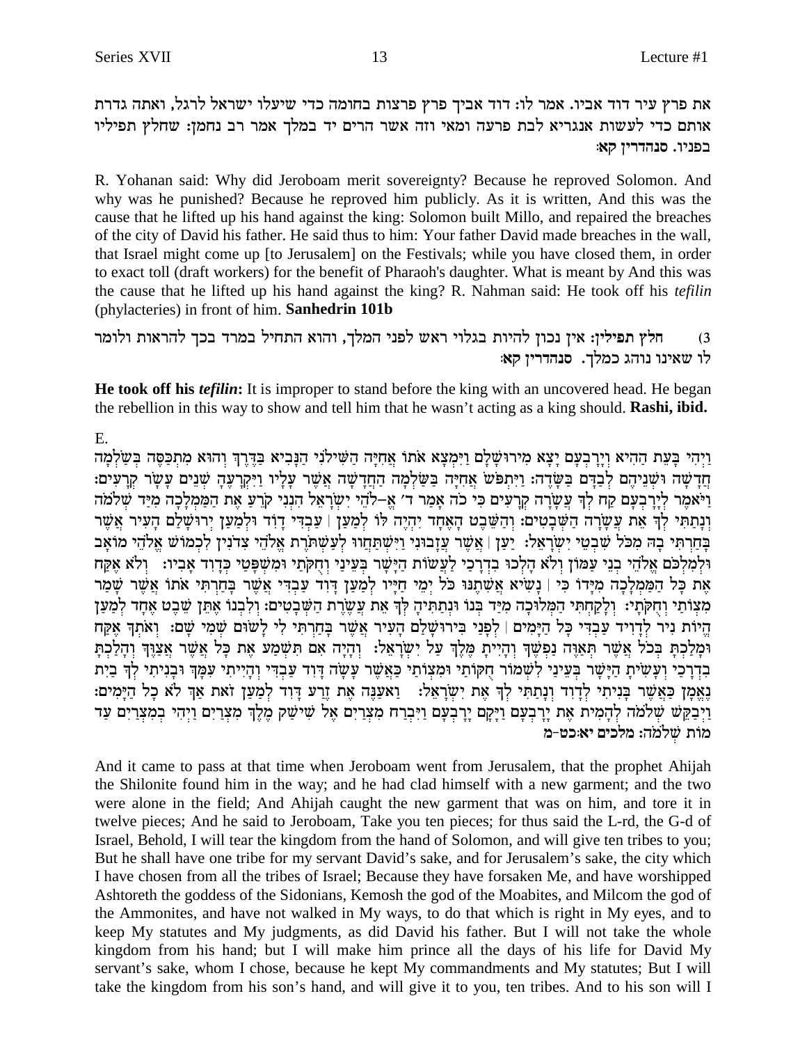את פרץ עיר דוד אביו. אמר לו: דוד אביך פרץ פרצות בחומה כדי שיעלו ישראל לרגל, ואתה גדרת אותם כדי לעשות אנגריא לבת פרעה ומאי וזה אשר הרים יד במלך אמר רב נחמן: שחלץ תפיליו בפניו. סנהדרין קא:

R. Yohanan said: Why did Jeroboam merit sovereignty? Because he reproved Solomon. And why was he punished? Because he reproved him publicly. As it is written, And this was the cause that he lifted up his hand against the king: Solomon built Millo, and repaired the breaches of the city of David his father. He said thus to him: Your father David made breaches in the wall, that Israel might come up [to Jerusalem] on the Festivals; while you have closed them, in order to exact toll (draft workers) for the benefit of Pharaoh's daughter. What is meant by And this was the cause that he lifted up his hand against the king? R. Nahman said: He took off his *tefilin* (phylacteries) in front of him. **Sanhedrin 101b**

3) חלץ תפילין: אין נכון להיות בגלוי ראש לפני המלך, והוא התחיל במרד בכך להראות ולומר לו שאינו נוהג כמלך. סנהדרין קא:

**He took off his *tefilin*:** It is improper to stand before the king with an uncovered head. He began the rebellion in this way to show and tell him that he wasn't acting as a king should. **Rashi, ibid.**

E.

וַיְהִי בָּעֵת הַהִיא וְיָרָבְעָם יָצָא מִירוּשָׁלָם וַיִּמְצָא אֹתוֹ אֲחִיָּה הַשִּׁילֹנִי הַנָּבִיא בַּדֶּרֶךְ וְהוּא מִתְכַּסֶּה בְּשַׂלְמָה חֲדָשָׁה וּשְׁנֵיהֶם לְבַדָּם בַּשָּׂדֶה: וַיִּתְפֹּשׂ אֲחִיָּה בַּשַּׂלְמָה הַחֲדָשָׁה אֲשֶׁר עָלָיו וַיִּקְרָעֶהָ שְׁנֵים עָשָׂר קְרָעִים: וַיֹּאמֶר לְיָרָבְעָם קַח לְךָ עֲשָׂרָה קְרָעִים כִּי כֹה אָמַר ד' אֱ–לֹהֵי יִשְׂרָאֵל הִנְנִי קֹרֵעַ אֶת הַמַּמְלָכָה מִיַּד שְׁלֹמֹה וְנָתַתִּי לְךָ אֵת עֲשָׂרָה הַשְּׁבָטִים: וְהַשֵּׁבֶט הָאֶחָד יִהְיֶה לּוֹ לְמַעַן | עַבְדִּי דָוִד וּלְמַעַן יְרוּשָׁלַם הָעִיר אֲשֶׁר בָּחַרְתִּי בָהּ מִכֹּל שִׁבְטֵי יִשְׂרָאֵל: יַעַן | אֲשֶׁר עֲזָבוּנִי וַיִּשְׁתַּחֲווּ לְעַשְׁתֹּרֶת אֱלֹהֵי צִדֹנִין לִכְמוֹשׁ אֱלֹהֵי מוֹאָב וּלְמִלְכֹּם אֱלֹהֵי בְנֵי עַמּוֹן וְלֹא הָלְכוּ בִדְרָכַי לַעֲשׂוֹת הַיָּשָׁר בְּעֵינַי וְחֻקֹּתַי וּמִשְׁפָּטַי כְּדָוִד אָבִיו: וְלֹא אֶקַּח אֶת כָּל הַמַּמְלָכָה מִיָּדוֹ כִּי | נָשִׂיא אֲשִׁתֶנּוּ כֹּל יְמֵי חַיָּיו לְמַעַן דָּוִד עַבְדִּי אֲשֶׁר בָּחַרְתִּי אֹתוֹ אֲשֶׁר שָׁמַר מִצְוֹתַי וְחֻקֹּתָי: וְלָקַחְתִּי הַמְּלוּכָה מִיַּד בְּנוֹ וּנְתַתִּיהָ לְּךָ אֵת עֲשֶׂרֶת הַשְּׁבָטִים: וְלִבְנוֹ אֶתֵּן שֵׁבֶט אֶחָד לְמַעַן הֱיוֹת נִיר לְדָוִיד עַבְדִּי כָּל הַיָּמִים | לְפָנַי בִּירוּשָׁלַם הָעִיר אֲשֶׁר בָּחַרְתִּי לִי לָשׂוּם שְׁמִי שָׁם: וְאֹתְךָ אֶקַּח וּמָלַכְתָּ בְּכֹל אֲשֶׁר תְּאַוֶּה נַפְשֶׁךָ וְהָיִיתָ מֶּלֶךְ עַל יִשְׂרָאֵל: וְהָיָה אִם תִּשְׁמַע אֶת כָּל אֲשֶׁר אֲצַוֶּךָ וְהָלַכְתָּ בִדְרָכַי וְעָשִׂיתָ הַיָּשָׁר בְּעֵינַי לִשְׁמוֹר חֻקּוֹתַי וּמִצְוֹתַי כַּאֲשֶׁר עָשָׂה דָּוִד עַבְדִּי וְהָיִיתִי עִמָּךְ וּבָנִיתִי לְךָ בַיִת נֶאֱמָן כַּאֲשֶׁר בָּנִיתִי לְדָוִד וְנָתַתִּי לְךָ אֶת יִשְׂרָאֵל: וַאעַנֶּה אֶת זֶרַע דָּוִד לְמַעַן זֹאת אַךְ לֹא כָל הַיָּמִים: וַיְבַקֵּשׁ שְׁלֹמֹה לְהָמִית אֶת יָרָבְעָם וַיָּקָם יָרָבְעָם וַיִּבְרַח מִצְרַיִם אֶל שִׁישַׁק מֶלֶךְ מִצְרַיִם וַיְהִי בְמִצְרַיִם עַד מוֹת שְׁלֹמֹה: מלכים יא:כט-מ

And it came to pass at that time when Jeroboam went from Jerusalem, that the prophet Ahijah the Shilonite found him in the way; and he had clad himself with a new garment; and the two were alone in the field; And Ahijah caught the new garment that was on him, and tore it in twelve pieces; And he said to Jeroboam, Take you ten pieces; for thus said the L-rd, the G-d of Israel, Behold, I will tear the kingdom from the hand of Solomon, and will give ten tribes to you; But he shall have one tribe for my servant David's sake, and for Jerusalem's sake, the city which I have chosen from all the tribes of Israel; Because they have forsaken Me, and have worshipped Ashtoreth the goddess of the Sidonians, Kemosh the god of the Moabites, and Milcom the god of the Ammonites, and have not walked in My ways, to do that which is right in My eyes, and to keep My statutes and My judgments, as did David his father. But I will not take the whole kingdom from his hand; but I will make him prince all the days of his life for David My servant's sake, whom I chose, because he kept My commandments and My statutes; But I will take the kingdom from his son's hand, and will give it to you, ten tribes. And to his son will I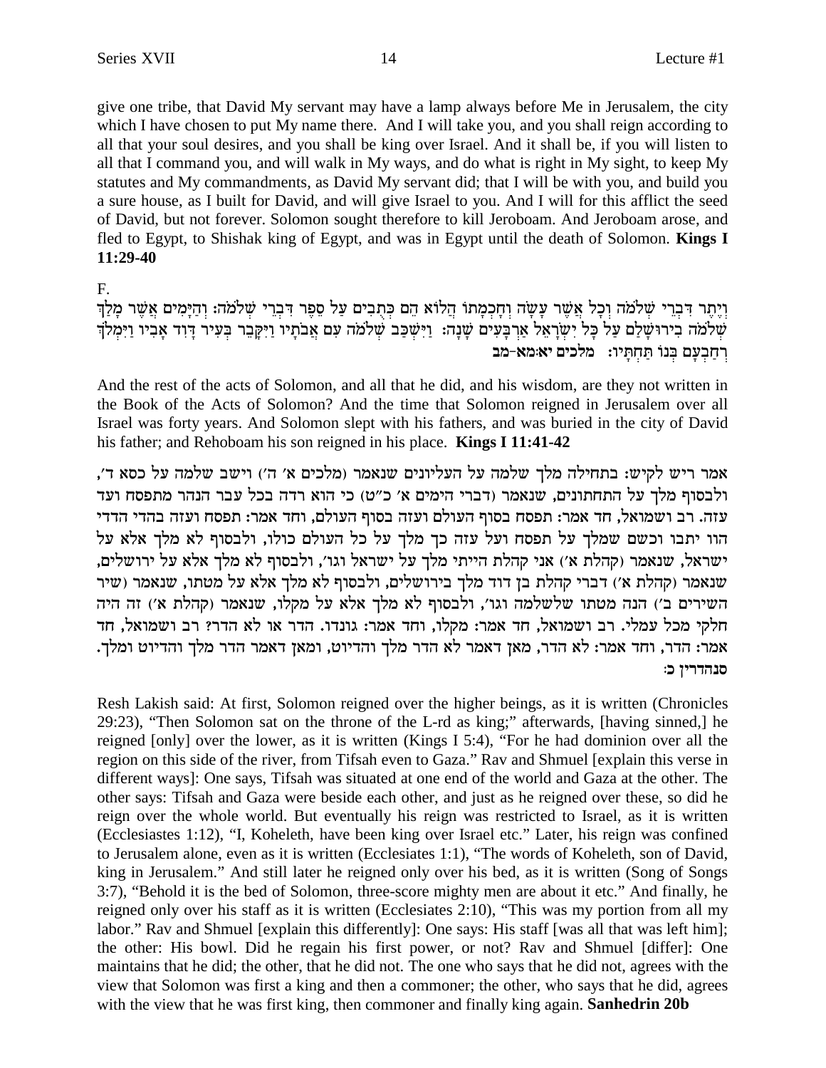give one tribe, that David My servant may have a lamp always before Me in Jerusalem, the city which I have chosen to put My name there. And I will take you, and you shall reign according to all that your soul desires, and you shall be king over Israel. And it shall be, if you will listen to all that I command you, and will walk in My ways, and do what is right in My sight, to keep My statutes and My commandments, as David My servant did; that I will be with you, and build you a sure house, as I built for David, and will give Israel to you. And I will for this afflict the seed of David, but not forever. Solomon sought therefore to kill Jeroboam. And Jeroboam arose, and fled to Egypt, to Shishak king of Egypt, and was in Egypt until the death of Solomon. **Kings I 11:29-40**

F.

וְיֶתֶר דִּבְרֵי שְׁלֹמֹה וְכָל אֲשֶׁר עָשָׂה וְחָכְמָתוֹ הֲלוֹא הֵם כְּתֻבִים עַל סֵפֶר דִּבְרֵי שְׁלֹמֹה: וְהַיָּמִים אֲשֶׁר מָלַךְ שְׁלֹמֹה בִירוּשָׁלִַם עַל כָּל יִשְׂרָאֵל אַרְבָּעִים שָׁנָה: וַיִּשְׁכַּב שְׁלֹמֹה עִם אֲבֹתָיו וַיִּקָּבֵר בְּעִיר דָּוִד אָבִיו וַיִּמְלֹךְ רְחַבְעָם בְּנוֹ תַּחְתָּיו: **מלכים יא:מא-מב**

And the rest of the acts of Solomon, and all that he did, and his wisdom, are they not written in the Book of the Acts of Solomon? And the time that Solomon reigned in Jerusalem over all Israel was forty years. And Solomon slept with his fathers, and was buried in the city of David his father; and Rehoboam his son reigned in his place. **Kings I 11:41-42**

אמר ריש לקיש: בתחילה מלך שלמה על העליונים שנאמר (מלכים א׳ ה׳) וישב שלמה על כסא ד׳, ולבסוף מלך על התחתונים, שנאמר (דברי הימים א׳ כ״ט) כי הוא רדה בכל עבר הנהר מתפסח ועד עזה. רב ושמואל, חד אמר: תפסח בסוף העולם ועזה בסוף העולם, וחד אמר: תפסח ועזה בהדי הדדי הוו יתבו וכשם שמלך על תפסח ועל עזה כך מלך על כל העולם כולו, ולבסוף לא מלך אלא על ישראל, שנאמר (קהלת א׳) אני קהלת הייתי מלך על ישראל וגו׳, ולבסוף לא מלך אלא על ירושלים, שנאמר (קהלת א׳) דברי קהלת בן דוד מלך בירושלים, ולבסוף לא מלך אלא על מטתו, שנאמר (שיר השירים ב׳) הנה מטתו שלשלמה וגו׳, ולבסוף לא מלך אלא על מקלו, שנאמר (קהלת א׳) זה היה חלקי מכל עמלי. רב ושמואל, חד אמר: מקלו, וחד אמר: גונדו. הדר או לא הדר? רב ושמואל, חד אמר: הדר, וחד אמר: לא הדר, מאן דאמר לא הדר מלך והדיוט, ומאן דאמר הדר מלך והדיוט ומלך. **סנהדרין כ:**

Resh Lakish said: At first, Solomon reigned over the higher beings, as it is written (Chronicles 29:23), "Then Solomon sat on the throne of the L-rd as king;" afterwards, [having sinned,] he reigned [only] over the lower, as it is written (Kings I 5:4), "For he had dominion over all the region on this side of the river, from Tifsah even to Gaza." Rav and Shmuel [explain this verse in different ways]: One says, Tifsah was situated at one end of the world and Gaza at the other. The other says: Tifsah and Gaza were beside each other, and just as he reigned over these, so did he reign over the whole world. But eventually his reign was restricted to Israel, as it is written (Ecclesiastes 1:12), "I, Koheleth, have been king over Israel etc." Later, his reign was confined to Jerusalem alone, even as it is written (Ecclesiates 1:1), "The words of Koheleth, son of David, king in Jerusalem." And still later he reigned only over his bed, as it is written (Song of Songs 3:7), "Behold it is the bed of Solomon, three-score mighty men are about it etc." And finally, he reigned only over his staff as it is written (Ecclesiates 2:10), "This was my portion from all my labor." Rav and Shmuel [explain this differently]: One says: His staff [was all that was left him]; the other: His bowl. Did he regain his first power, or not? Rav and Shmuel [differ]: One maintains that he did; the other, that he did not. The one who says that he did not, agrees with the view that Solomon was first a king and then a commoner; the other, who says that he did, agrees with the view that he was first king, then commoner and finally king again. **Sanhedrin 20b**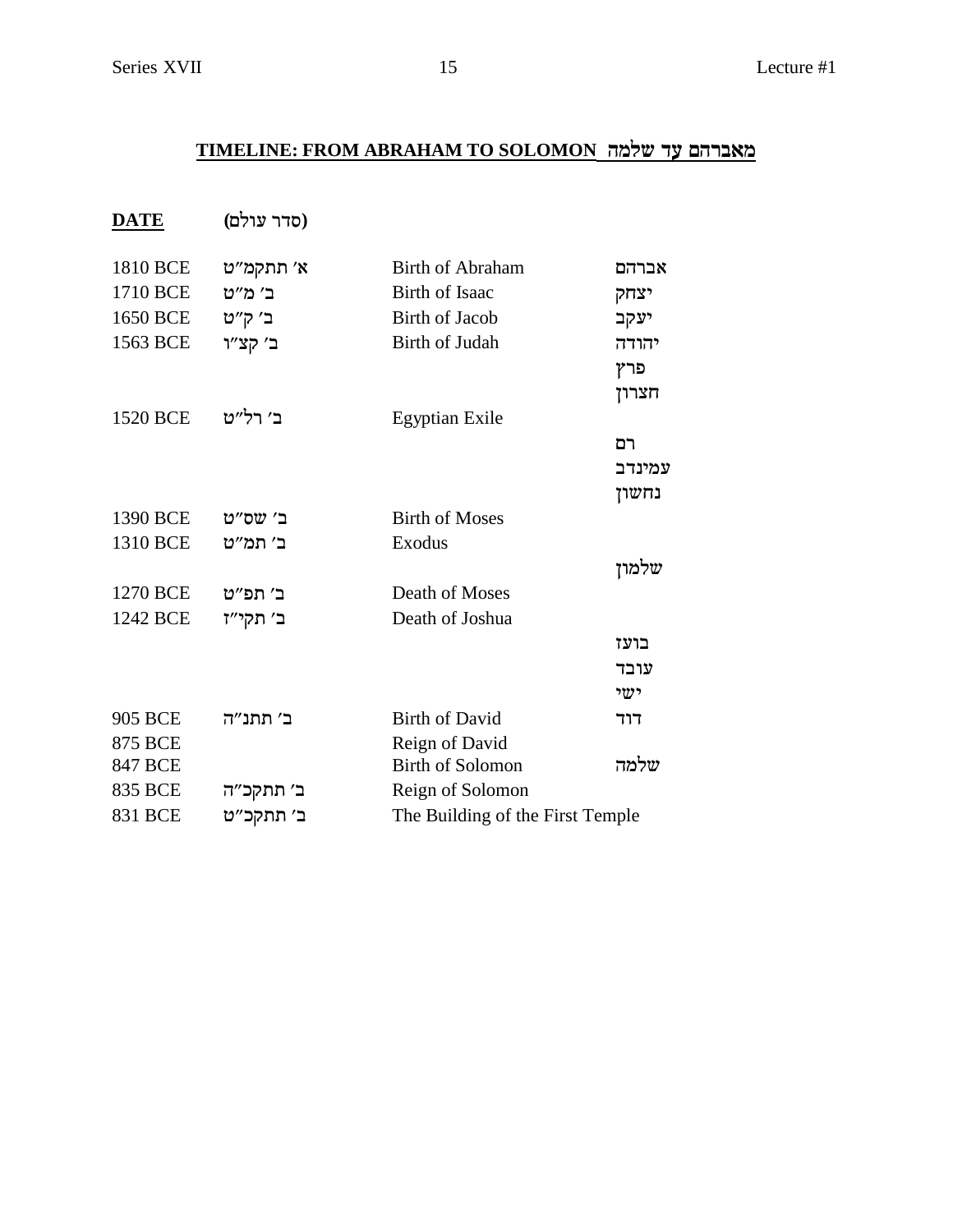# TIMELINE: FROM ABRAHAM TO SOLOMON מאברהם עד שלמה

| DATE | (סדר עולם) | | |
|---|---|---|---|
| 1810 BCE | א׳ תתקמ״ט | Birth of Abraham | אברהם |
| 1710 BCE | ב׳ מ״ט | Birth of Isaac | יצחק |
| 1650 BCE | ב׳ ק״ט | Birth of Jacob | יעקב |
| 1563 BCE | ב׳ קצ״ו | Birth of Judah | יהודה |
| | | | פרץ |
| | | | חצרון |
| 1520 BCE | ב׳ רל״ט | Egyptian Exile | |
| | | | רם |
| | | | עמינדב |
| | | | נחשון |
| 1390 BCE | ב׳ שס״ט | Birth of Moses | |
| 1310 BCE | ב׳ תמ״ט | Exodus | |
| | | | שלמון |
| 1270 BCE | ב׳ תפ״ט | Death of Moses | |
| 1242 BCE | ב׳ תקי״ז | Death of Joshua | |
| | | | בועז |
| | | | עובד |
| | | | ישי |
| 905 BCE | ב׳ תתנ״ה | Birth of David | דוד |
| 875 BCE | | Reign of David | |
| 847 BCE | | Birth of Solomon | שלמה |
| 835 BCE | ב׳ תתקכ״ה | Reign of Solomon | |
| 831 BCE | ב׳ תתקכ״ט | The Building of the First Temple | |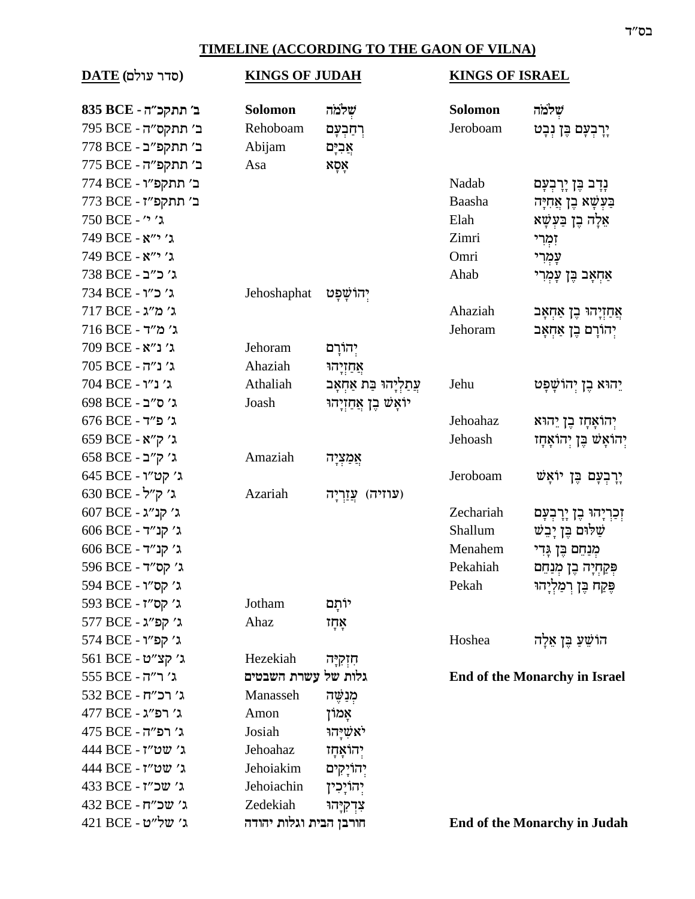# TIMELINE (ACCORDING TO THE GAON OF VILNA)

| DATE (סדר עולם) | KINGS OF JUDAH | | KINGS OF ISRAEL | |
|---|---|---|---|---|
| 835 BCE - ב׳ תתקכ״ה | **Solomon** | שְׁלֹמֹה | **Solomon** | שְׁלֹמֹה |
| 795 BCE - ב׳ תתקס״ה | Rehoboam | רְחַבְעָם | Jeroboam | יָרָבְעָם בֶּן נְבָט |
| 778 BCE - ב׳ תתקפ״ב | Abijam | אֲבִיָּם | | |
| 775 BCE - ב׳ תתקפ״ה | Asa | אָסָא | | |
| 774 BCE - ב׳ תתקפ״ו | | | Nadab | נָדָב בֶּן יָרָבְעָם |
| 773 BCE - ב׳ תתקפ״ז | | | Baasha | בַּעְשָׁא בֶן אֲחִיָּה |
| 750 BCE - ג׳ י׳ | | | Elah | אֵלָה בֶן בַּעְשָׁא |
| 749 BCE - ג׳ י״א | | | Zimri | זִמְרִי |
| 749 BCE - ג׳ י״א | | | Omri | עָמְרִי |
| 738 BCE - ג׳ כ״ב | | | Ahab | אַחְאָב בֶּן עָמְרִי |
| 734 BCE - ג׳ כ״ו | Jehoshaphat | יְהוֹשָׁפָט | | |
| 717 BCE - ג׳ מ״ג | | | Ahaziah | אֲחַזְיָהוּ בֶן אַחְאָב |
| 716 BCE - ג׳ מ״ד | | | Jehoram | יְהוֹרָם בֶּן אַחְאָב |
| 709 BCE - ג׳ נ״א | Jehoram | יְהוֹרָם | | |
| 705 BCE - ג׳ נ״ה | Ahaziah | אֲחַזְיָהוּ | | |
| 704 BCE - ג׳ נ״ו | Athaliah | עֲתַלְיָהוּ בַּת אַחְאָב | Jehu | יֵהוּא בֶן יְהוֹשָׁפָט |
| 698 BCE - ג׳ ס״ב | Joash | יוֹאָשׁ בֶּן אֲחַזְיָהוּ | | |
| 676 BCE - ג׳ פ״ד | | | Jehoahaz | יְהוֹאָחָז בֶּן יֵהוּא |
| 659 BCE - ג׳ ק״א | | | Jehoash | יְהוֹאָשׁ בֶּן יְהוֹאָחָז |
| 658 BCE - ג׳ ק״ב | Amaziah | אֲמַצְיָה | | |
| 645 BCE - ג׳ קט״ו | | | Jeroboam | יָרָבְעָם בֶּן יוֹאָשׁ |
| 630 BCE - ג׳ ק״ל | Azariah | עֲזַרְיָה (עוזיה) | | |
| 607 BCE - ג׳ קנ״ג | | | Zechariah | זְכַרְיָהוּ בֶן יָרָבְעָם |
| 606 BCE - ג׳ קנ״ד | | | Shallum | שַׁלּוּם בֶּן יָבֵישׁ |
| 606 BCE - ג׳ קנ״ד | | | Menahem | מְנַחֵם בֶּן גָּדִי |
| 596 BCE - ג׳ קס״ד | | | Pekahiah | פְּקַחְיָה בֶן מְנַחֵם |
| 594 BCE - ג׳ קס״ו | | | Pekah | פֶּקַח בֶּן רְמַלְיָהוּ |
| 593 BCE - ג׳ קס״ז | Jotham | יוֹתָם | | |
| 577 BCE - ג׳ קפ״ג | Ahaz | אָחָז | | |
| 574 BCE - ג׳ קפ״ו | | | Hoshea | הוֹשֵׁעַ בֶּן אֵלָה |
| 561 BCE - ג׳ קצ״ט | Hezekiah | חִזְקִיָּה | | |
| 555 BCE - ג׳ ר״ה | **גלות של עשרת השבטים** | | **End of the Monarchy in Israel** | |
| 532 BCE - ג׳ רכ״ח | Manasseh | מְנַשֶּׁה | | |
| 477 BCE - ג׳ רפ״ג | Amon | אָמוֹן | | |
| 475 BCE - ג׳ רפ״ה | Josiah | יֹאשִׁיָּהוּ | | |
| 444 BCE - ג׳ שט״ז | Jehoahaz | יְהוֹאָחָז | | |
| 444 BCE - ג׳ שט״ז | Jehoiakim | יְהוֹיָקִים | | |
| 433 BCE - ג׳ שכ״ז | Jehoiachin | יְהוֹיָכִין | | |
| 432 BCE - ג׳ שכ״ח | Zedekiah | צִדְקִיָּהוּ | | |
| 421 BCE - ג׳ של״ט | **חורבן הבית וגלות יהודה** | | **End of the Monarchy in Judah** | |